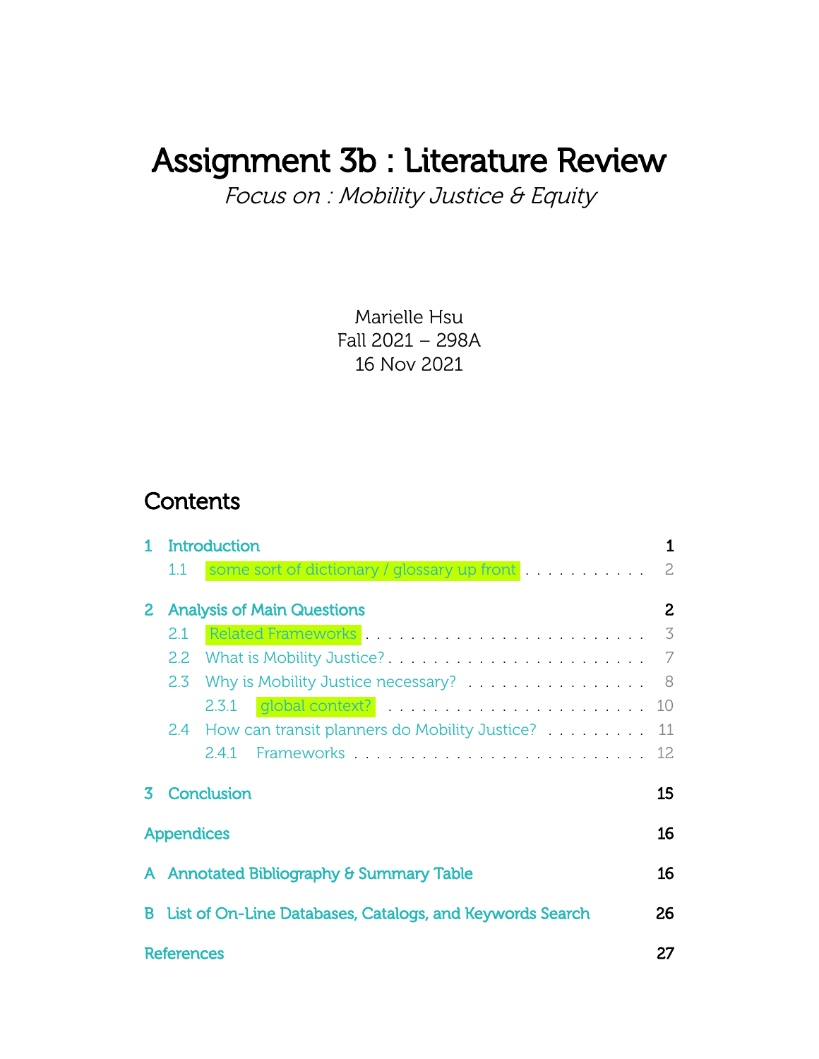# Assignment 3b : Literature Review

*Focus on : Mobility Justice & Equity*

Marielle Hsu
Fall 2021 – 298A
16 Nov 2021

## Contents

- 1 Introduction . . . 1
  - 1.1 some sort of dictionary / glossary up front . . . 2
- 2 Analysis of Main Questions . . . 2
  - 2.1 Related Frameworks . . . 3
  - 2.2 What is Mobility Justice? . . . 7
  - 2.3 Why is Mobility Justice necessary? . . . 8
    - 2.3.1 global context? . . . 10
  - 2.4 How can transit planners do Mobility Justice? . . . 11
    - 2.4.1 Frameworks . . . 12
- 3 Conclusion . . . 15
- Appendices . . . 16
- A Annotated Bibliography & Summary Table . . . 16
- B List of On-Line Databases, Catalogs, and Keywords Search . . . 26
- References . . . 27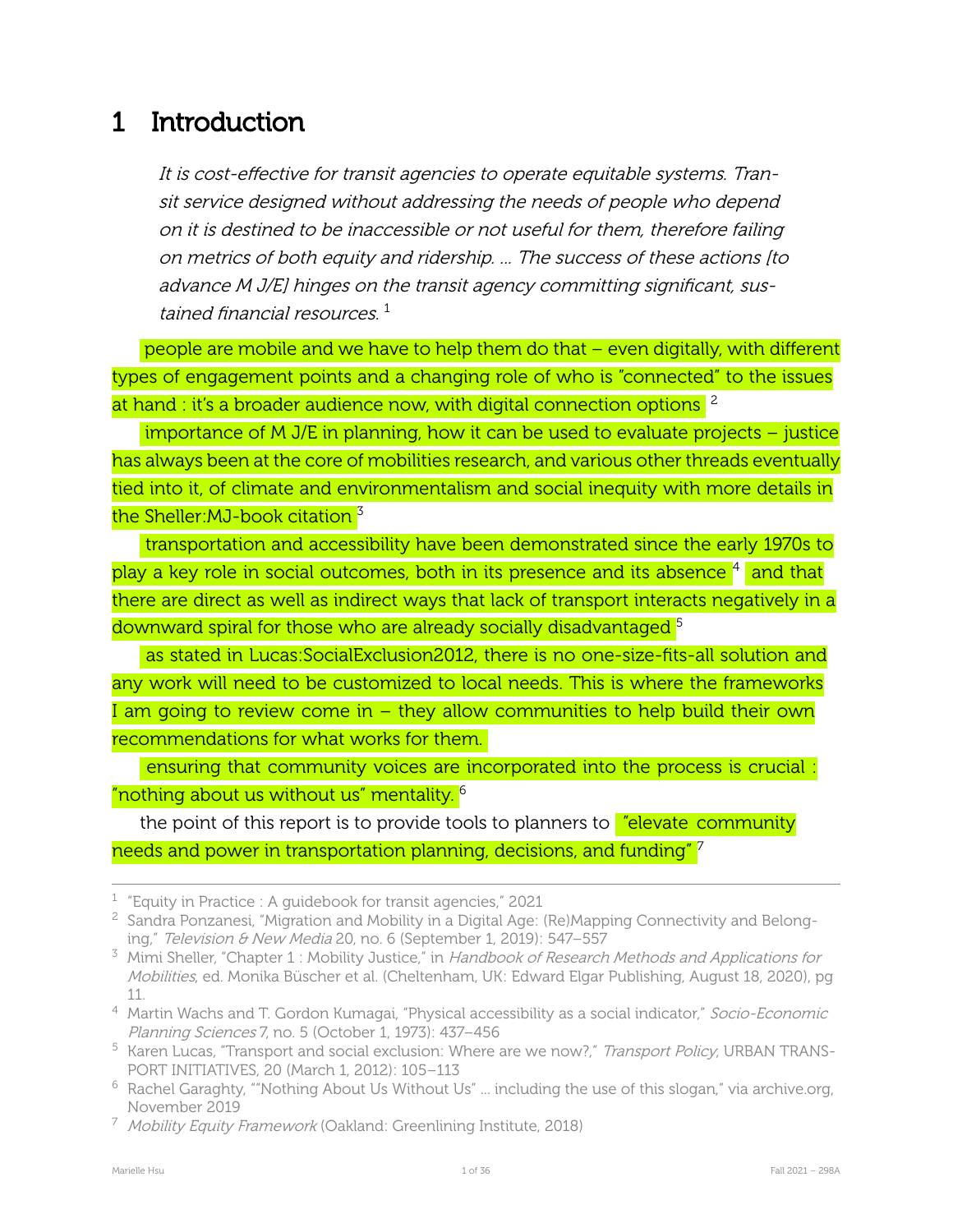# 1 Introduction

> *It is cost-effective for transit agencies to operate equitable systems. Transit service designed without addressing the needs of people who depend on it is destined to be inaccessible or not useful for them, therefore failing on metrics of both equity and ridership. ... The success of these actions [to advance M J/E] hinges on the transit agency committing significant, sustained financial resources.* [1]

people are mobile and we have to help them do that – even digitally, with different types of engagement points and a changing role of who is "connected" to the issues at hand : it's a broader audience now, with digital connection options [2]

importance of M J/E in planning, how it can be used to evaluate projects – justice has always been at the core of mobilities research, and various other threads eventually tied into it, of climate and environmentalism and social inequity with more details in the Sheller:MJ-book citation [3]

transportation and accessibility have been demonstrated since the early 1970s to play a key role in social outcomes, both in its presence and its absence [4] and that there are direct as well as indirect ways that lack of transport interacts negatively in a downward spiral for those who are already socially disadvantaged [5]

as stated in Lucas:SocialExclusion2012, there is no one-size-fits-all solution and any work will need to be customized to local needs. This is where the frameworks I am going to review come in – they allow communities to help build their own recommendations for what works for them.

ensuring that community voices are incorporated into the process is crucial : "nothing about us without us" mentality. [6]

the point of this report is to provide tools to planners to "elevate community needs and power in transportation planning, decisions, and funding" [7]

---

[1] "Equity in Practice : A guidebook for transit agencies," 2021

[2] Sandra Ponzanesi, "Migration and Mobility in a Digital Age: (Re)Mapping Connectivity and Belonging," *Television & New Media* 20, no. 6 (September 1, 2019): 547–557

[3] Mimi Sheller, "Chapter 1 : Mobility Justice," in *Handbook of Research Methods and Applications for Mobilities*, ed. Monika Büscher et al. (Cheltenham, UK: Edward Elgar Publishing, August 18, 2020), pg 11.

[4] Martin Wachs and T. Gordon Kumagai, "Physical accessibility as a social indicator," *Socio-Economic Planning Sciences* 7, no. 5 (October 1, 1973): 437–456

[5] Karen Lucas, "Transport and social exclusion: Where are we now?," *Transport Policy*, URBAN TRANSPORT INITIATIVES, 20 (March 1, 2012): 105–113

[6] Rachel Garaghty, ""Nothing About Us Without Us" ... including the use of this slogan," via archive.org, November 2019

[7] *Mobility Equity Framework* (Oakland: Greenlining Institute, 2018)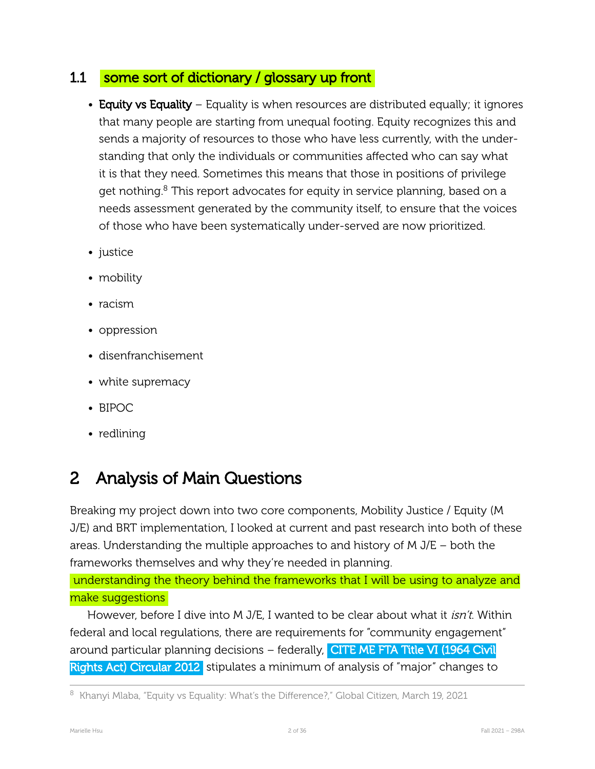### 1.1 some sort of dictionary / glossary up front

- **Equity vs Equality** – Equality is when resources are distributed equally; it ignores that many people are starting from unequal footing. Equity recognizes this and sends a majority of resources to those who have less currently, with the understanding that only the individuals or communities affected who can say what it is that they need. Sometimes this means that those in positions of privilege get nothing.[8] This report advocates for equity in service planning, based on a needs assessment generated by the community itself, to ensure that the voices of those who have been systematically under-served are now prioritized.
- justice
- mobility
- racism
- oppression
- disenfranchisement
- white supremacy
- BIPOC
- redlining

## 2 Analysis of Main Questions

Breaking my project down into two core components, Mobility Justice / Equity (M J/E) and BRT implementation, I looked at current and past research into both of these areas. Understanding the multiple approaches to and history of M J/E – both the frameworks themselves and why they're needed in planning.

understanding the theory behind the frameworks that I will be using to analyze and make suggestions

However, before I dive into M J/E, I wanted to be clear about what it *isn't*. Within federal and local regulations, there are requirements for "community engagement" around particular planning decisions – federally, CITE ME FTA Title VI (1964 Civil Rights Act) Circular 2012 stipulates a minimum of analysis of "major" changes to

[8] Khanyi Mlaba, "Equity vs Equality: What's the Difference?," Global Citizen, March 19, 2021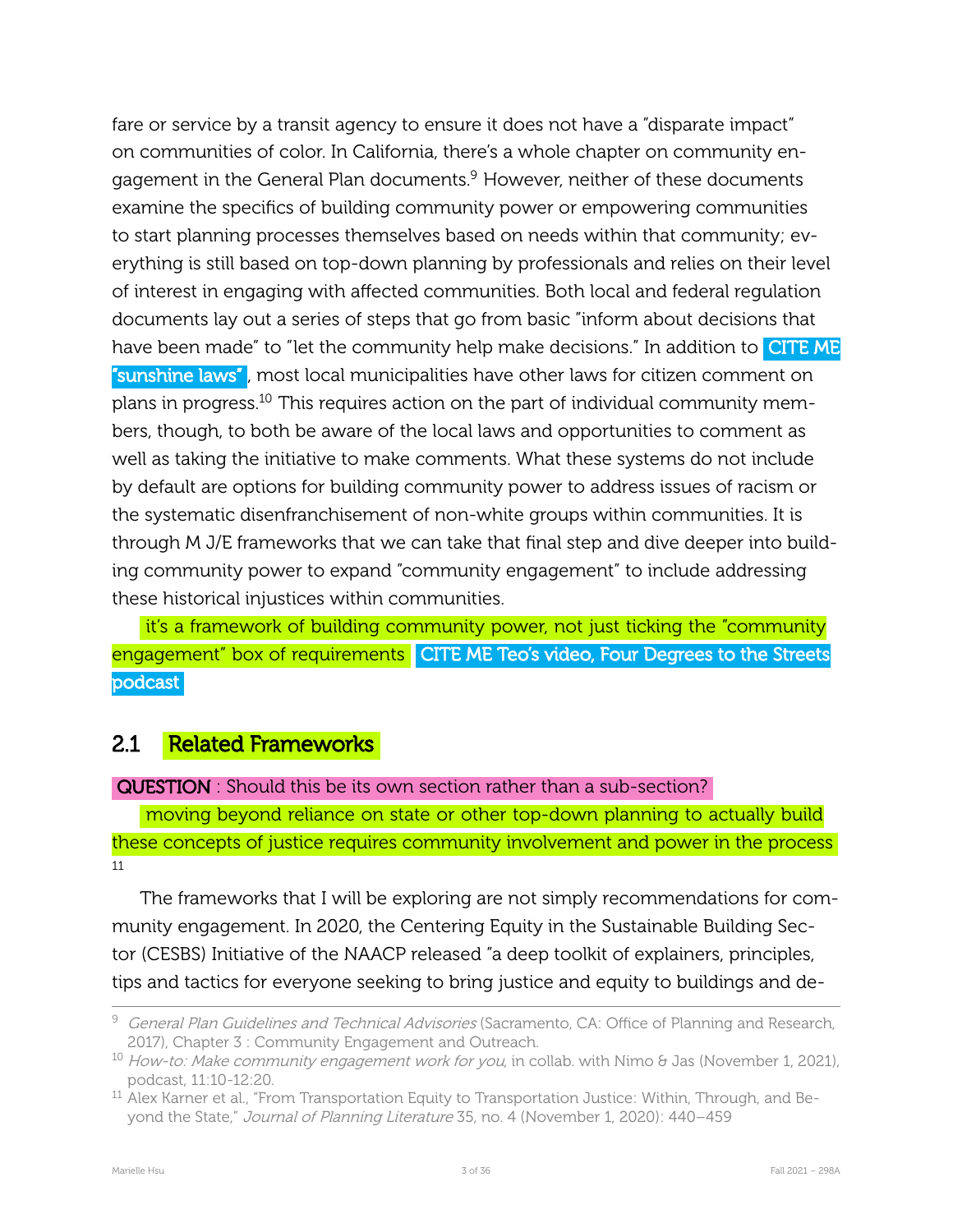fare or service by a transit agency to ensure it does not have a "disparate impact" on communities of color. In California, there's a whole chapter on community engagement in the General Plan documents.[9] However, neither of these documents examine the specifics of building community power or empowering communities to start planning processes themselves based on needs within that community; everything is still based on top-down planning by professionals and relies on their level of interest in engaging with affected communities. Both local and federal regulation documents lay out a series of steps that go from basic "inform about decisions that have been made" to "let the community help make decisions." In addition to CITE ME "sunshine laws", most local municipalities have other laws for citizen comment on plans in progress.[10] This requires action on the part of individual community members, though, to both be aware of the local laws and opportunities to comment as well as taking the initiative to make comments. What these systems do not include by default are options for building community power to address issues of racism or the systematic disenfranchisement of non-white groups within communities. It is through M J/E frameworks that we can take that final step and dive deeper into building community power to expand "community engagement" to include addressing these historical injustices within communities.

it's a framework of building community power, not just ticking the "community engagement" box of requirements CITE ME Teo's video, Four Degrees to the Streets podcast

## 2.1 Related Frameworks

QUESTION : Should this be its own section rather than a sub-section?

moving beyond reliance on state or other top-down planning to actually build these concepts of justice requires community involvement and power in the process [11]

The frameworks that I will be exploring are not simply recommendations for community engagement. In 2020, the Centering Equity in the Sustainable Building Sector (CESBS) Initiative of the NAACP released "a deep toolkit of explainers, principles, tips and tactics for everyone seeking to bring justice and equity to buildings and de-

---

[9] *General Plan Guidelines and Technical Advisories* (Sacramento, CA: Office of Planning and Research, 2017), Chapter 3 : Community Engagement and Outreach.

[10] *How-to: Make community engagement work for you*, in collab. with Nimo & Jas (November 1, 2021), podcast, 11:10-12:20.

[11] Alex Karner et al., "From Transportation Equity to Transportation Justice: Within, Through, and Beyond the State," *Journal of Planning Literature* 35, no. 4 (November 1, 2020): 440–459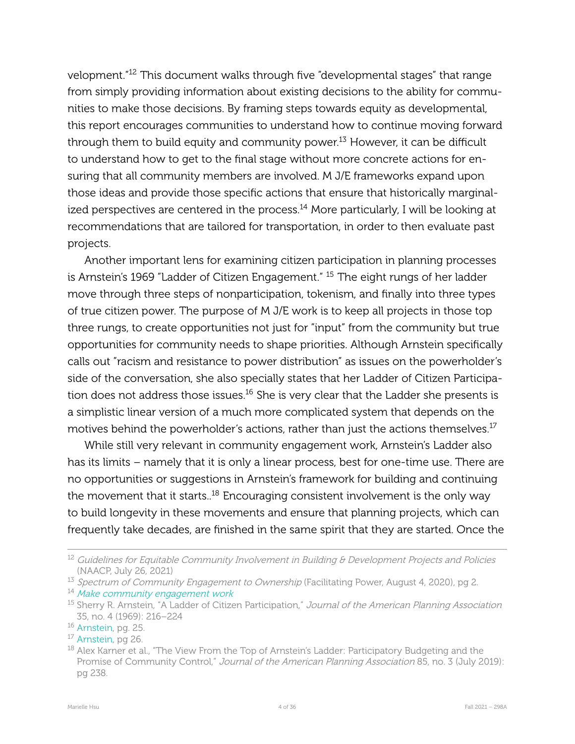velopment."[12] This document walks through five "developmental stages" that range from simply providing information about existing decisions to the ability for communities to make those decisions. By framing steps towards equity as developmental, this report encourages communities to understand how to continue moving forward through them to build equity and community power.[13] However, it can be difficult to understand how to get to the final stage without more concrete actions for ensuring that all community members are involved. M J/E frameworks expand upon those ideas and provide those specific actions that ensure that historically marginalized perspectives are centered in the process.[14] More particularly, I will be looking at recommendations that are tailored for transportation, in order to then evaluate past projects.

Another important lens for examining citizen participation in planning processes is Arnstein's 1969 "Ladder of Citizen Engagement." [15] The eight rungs of her ladder move through three steps of nonparticipation, tokenism, and finally into three types of true citizen power. The purpose of M J/E work is to keep all projects in those top three rungs, to create opportunities not just for "input" from the community but true opportunities for community needs to shape priorities. Although Arnstein specifically calls out "racism and resistance to power distribution" as issues on the powerholder's side of the conversation, she also specially states that her Ladder of Citizen Participation does not address those issues.[16] She is very clear that the Ladder she presents is a simplistic linear version of a much more complicated system that depends on the motives behind the powerholder's actions, rather than just the actions themselves.[17]

While still very relevant in community engagement work, Arnstein's Ladder also has its limits – namely that it is only a linear process, best for one-time use. There are no opportunities or suggestions in Arnstein's framework for building and continuing the movement that it starts..[18] Encouraging consistent involvement is the only way to build longevity in these movements and ensure that planning projects, which can frequently take decades, are finished in the same spirit that they are started. Once the

---

[12] *Guidelines for Equitable Community Involvement in Building & Development Projects and Policies* (NAACP, July 26, 2021)

[13] *Spectrum of Community Engagement to Ownership* (Facilitating Power, August 4, 2020), pg 2.

[14] *Make community engagement work*

[15] Sherry R. Arnstein, "A Ladder of Citizen Participation," *Journal of the American Planning Association* 35, no. 4 (1969): 216–224

[16] Arnstein, pg. 25.

[17] Arnstein, pg 26.

[18] Alex Karner et al., "The View From the Top of Arnstein's Ladder: Participatory Budgeting and the Promise of Community Control," *Journal of the American Planning Association* 85, no. 3 (July 2019): pg 238.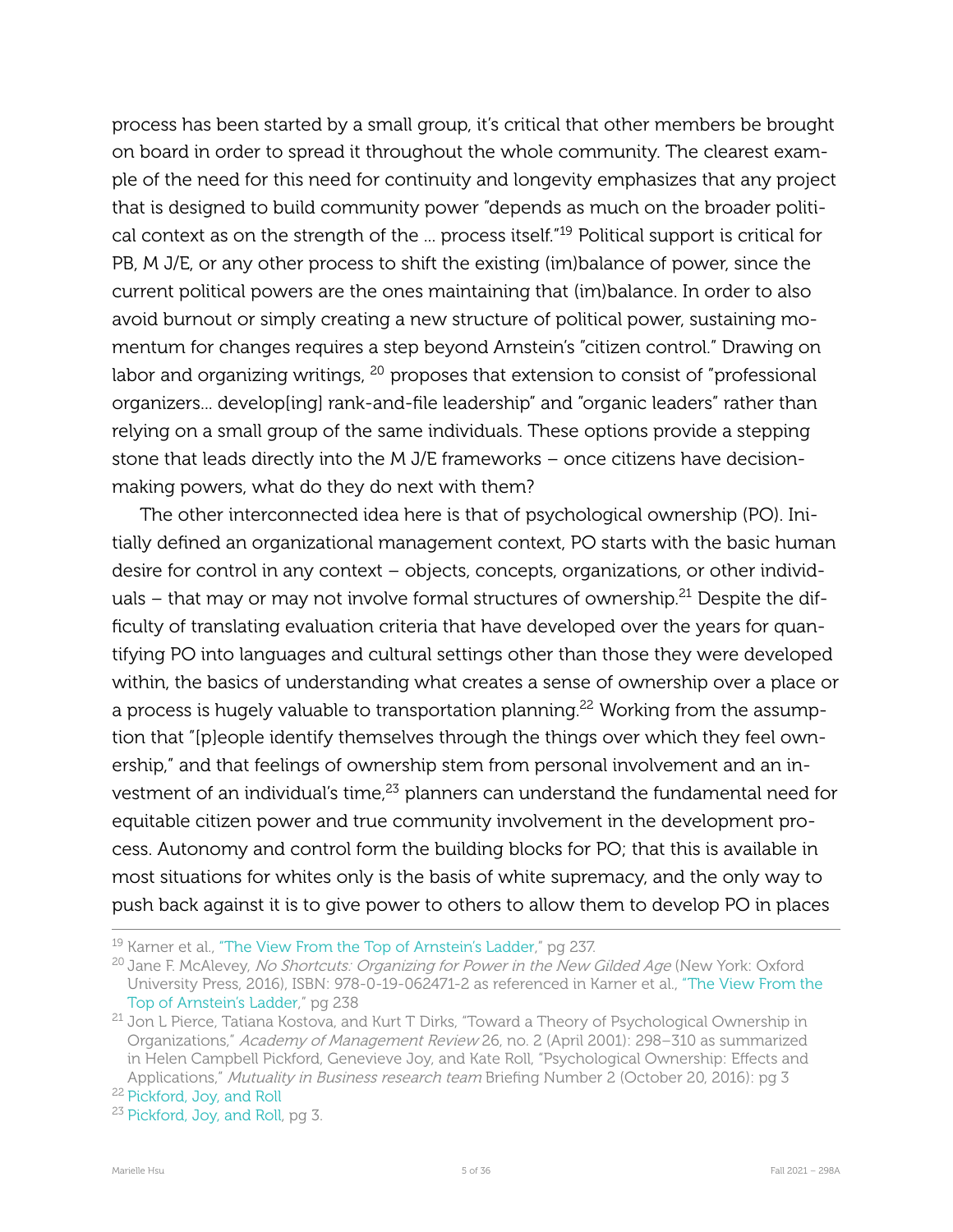process has been started by a small group, it's critical that other members be brought on board in order to spread it throughout the whole community. The clearest example of the need for this need for continuity and longevity emphasizes that any project that is designed to build community power "depends as much on the broader political context as on the strength of the ... process itself."[19] Political support is critical for PB, M J/E, or any other process to shift the existing (im)balance of power, since the current political powers are the ones maintaining that (im)balance. In order to also avoid burnout or simply creating a new structure of political power, sustaining momentum for changes requires a step beyond Arnstein's "citizen control." Drawing on labor and organizing writings, [20] proposes that extension to consist of "professional organizers... develop[ing] rank-and-file leadership" and "organic leaders" rather than relying on a small group of the same individuals. These options provide a stepping stone that leads directly into the M J/E frameworks – once citizens have decision-making powers, what do they do next with them?

The other interconnected idea here is that of psychological ownership (PO). Initially defined an organizational management context, PO starts with the basic human desire for control in any context – objects, concepts, organizations, or other individuals – that may or may not involve formal structures of ownership.[21] Despite the difficulty of translating evaluation criteria that have developed over the years for quantifying PO into languages and cultural settings other than those they were developed within, the basics of understanding what creates a sense of ownership over a place or a process is hugely valuable to transportation planning.[22] Working from the assumption that "[p]eople identify themselves through the things over which they feel ownership," and that feelings of ownership stem from personal involvement and an investment of an individual's time,[23] planners can understand the fundamental need for equitable citizen power and true community involvement in the development process. Autonomy and control form the building blocks for PO; that this is available in most situations for whites only is the basis of white supremacy, and the only way to push back against it is to give power to others to allow them to develop PO in places

---

[19] Karner et al., "The View From the Top of Arnstein's Ladder," pg 237.

[20] Jane F. McAlevey, *No Shortcuts: Organizing for Power in the New Gilded Age* (New York: Oxford University Press, 2016), ISBN: 978-0-19-062471-2 as referenced in Karner et al., "The View From the Top of Arnstein's Ladder," pg 238

[21] Jon L Pierce, Tatiana Kostova, and Kurt T Dirks, "Toward a Theory of Psychological Ownership in Organizations," *Academy of Management Review* 26, no. 2 (April 2001): 298–310 as summarized in Helen Campbell Pickford, Genevieve Joy, and Kate Roll, "Psychological Ownership: Effects and Applications," *Mutuality in Business research team* Briefing Number 2 (October 20, 2016): pg 3

[22] Pickford, Joy, and Roll

[23] Pickford, Joy, and Roll, pg 3.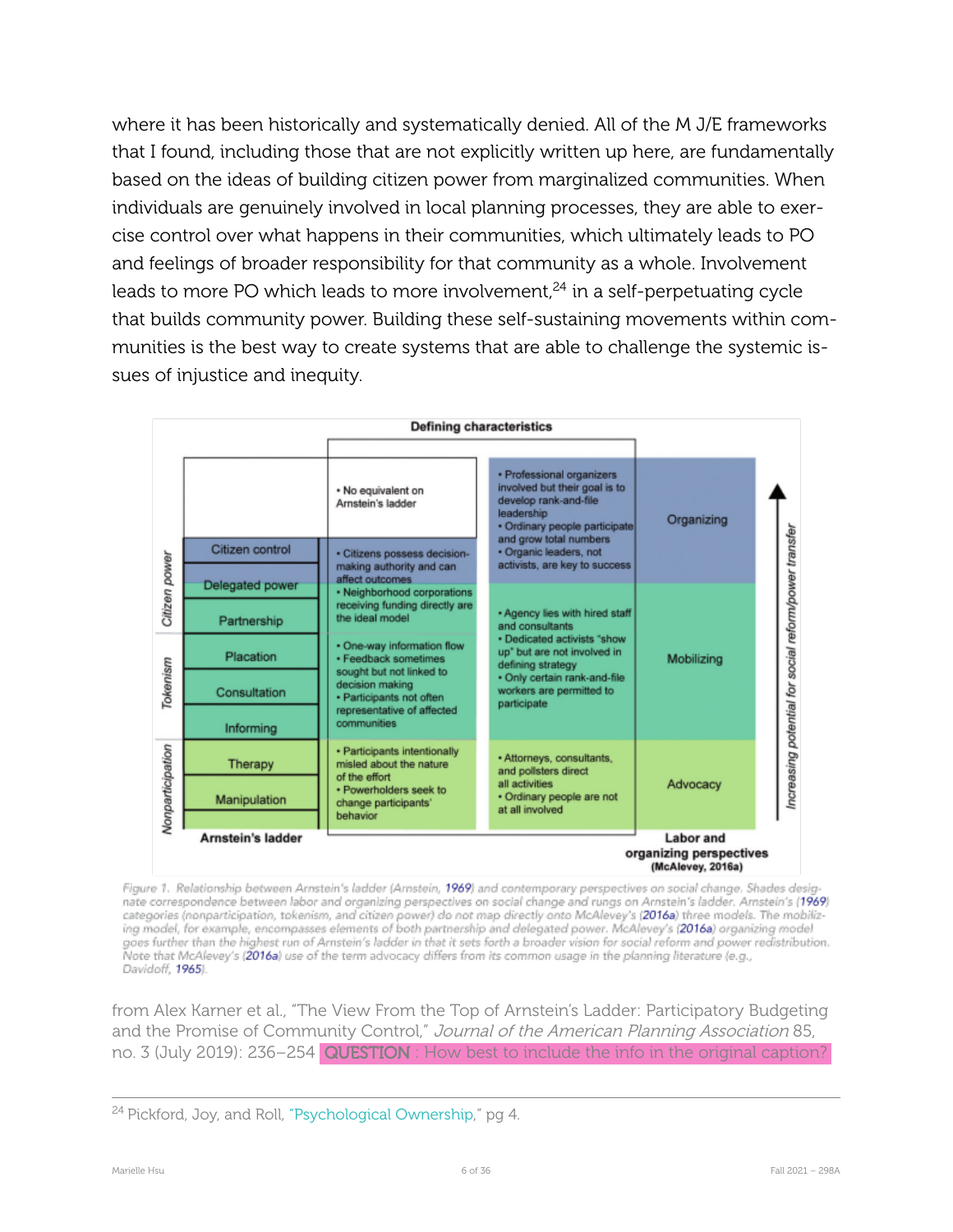where it has been historically and systematically denied. All of the M J/E frameworks that I found, including those that are not explicitly written up here, are fundamentally based on the ideas of building citizen power from marginalized communities. When individuals are genuinely involved in local planning processes, they are able to exercise control over what happens in their communities, which ultimately leads to PO and feelings of broader responsibility for that community as a whole. Involvement leads to more PO which leads to more involvement,[24] in a self-perpetuating cycle that builds community power. Building these self-sustaining movements within communities is the best way to create systems that are able to challenge the systemic issues of injustice and inequity.

**Defining characteristics**

| Arnstein's ladder | | Defining characteristics (Arnstein) | Defining characteristics (McAlevey) | Labor and organizing perspectives (McAlevey, 2016a) |
|---|---|---|---|---|
| | | • No equivalent on Arnstein's ladder | • Professional organizers involved but their goal is to develop rank-and-file leadership<br>• Ordinary people participate and grow total numbers<br>• Organic leaders, not activists, are key to success | Organizing |
| Citizen power | Citizen control<br>Delegated power<br>Partnership | • Citizens possess decision-making authority and can affect outcomes<br>• Neighborhood corporations receiving funding directly are the ideal model | | |
| Tokenism | Placation<br>Consultation<br>Informing | • One-way information flow<br>• Feedback sometimes sought but not linked to decision making<br>• Participants not often representative of affected communities | • Agency lies with hired staff and consultants<br>• Dedicated activists "show up" but are not involved in defining strategy<br>• Only certain rank-and-file workers are permitted to participate | Mobilizing |
| Nonparticipation | Therapy<br>Manipulation | • Participants intentionally misled about the nature of the effort<br>• Powerholders seek to change participants' behavior | • Attorneys, consultants, and pollsters direct all activities<br>• Ordinary people are not at all involved | Advocacy |

↑ Increasing potential for social reform/power transfer

Figure 1. Relationship between Arnstein's ladder (Arnstein, 1969) and contemporary perspectives on social change. Shades designate correspondence between labor and organizing perspectives on social change and rungs on Arnstein's ladder. Arnstein's (1969) categories (nonparticipation, tokenism, and citizen power) do not map directly onto McAlevey's (2016a) three models. The mobilizing model, for example, encompasses elements of both partnership and delegated power. McAlevey's (2016a) organizing model goes further than the highest run of Arnstein's ladder in that it sets forth a broader vision for social reform and power redistribution. Note that McAlevey's (2016a) use of the term advocacy differs from its common usage in the planning literature (e.g., Davidoff, 1965).

from Alex Karner et al., "The View From the Top of Arnstein's Ladder: Participatory Budgeting and the Promise of Community Control," *Journal of the American Planning Association* 85, no. 3 (July 2019): 236–254 QUESTION : How best to include the info in the original caption?

[24] Pickford, Joy, and Roll, "Psychological Ownership," pg 4.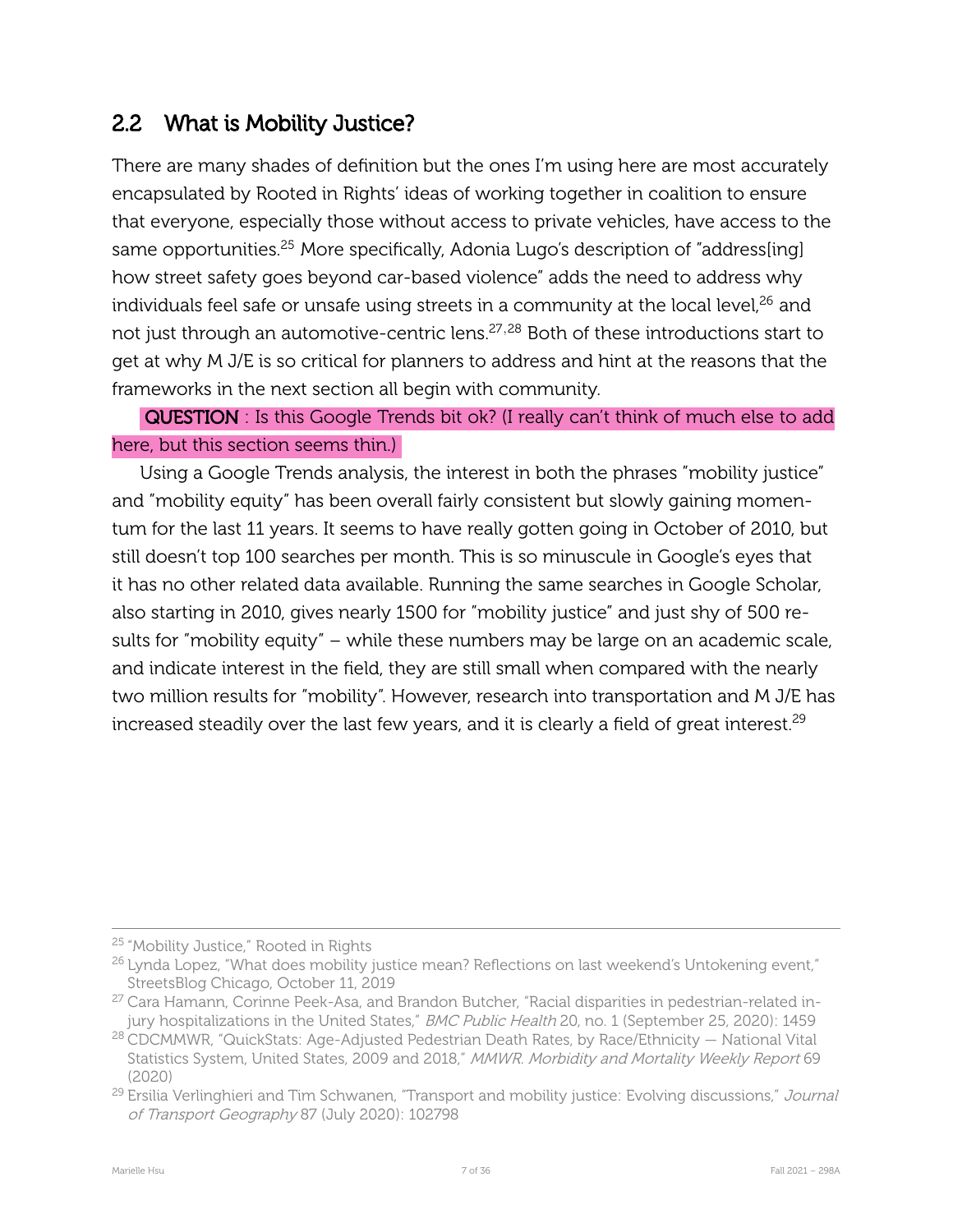## 2.2 What is Mobility Justice?

There are many shades of definition but the ones I'm using here are most accurately encapsulated by Rooted in Rights' ideas of working together in coalition to ensure that everyone, especially those without access to private vehicles, have access to the same opportunities.[25] More specifically, Adonia Lugo's description of "address[ing] how street safety goes beyond car-based violence" adds the need to address why individuals feel safe or unsafe using streets in a community at the local level,[26] and not just through an automotive-centric lens.[27,28] Both of these introductions start to get at why M J/E is so critical for planners to address and hint at the reasons that the frameworks in the next section all begin with community.

**QUESTION** : Is this Google Trends bit ok? (I really can't think of much else to add here, but this section seems thin.)

Using a Google Trends analysis, the interest in both the phrases "mobility justice" and "mobility equity" has been overall fairly consistent but slowly gaining momentum for the last 11 years. It seems to have really gotten going in October of 2010, but still doesn't top 100 searches per month. This is so minuscule in Google's eyes that it has no other related data available. Running the same searches in Google Scholar, also starting in 2010, gives nearly 1500 for "mobility justice" and just shy of 500 results for "mobility equity" – while these numbers may be large on an academic scale, and indicate interest in the field, they are still small when compared with the nearly two million results for "mobility". However, research into transportation and M J/E has increased steadily over the last few years, and it is clearly a field of great interest.[29]

---

[25] "Mobility Justice," Rooted in Rights

[26] Lynda Lopez, "What does mobility justice mean? Reflections on last weekend's Untokening event," StreetsBlog Chicago, October 11, 2019

[27] Cara Hamann, Corinne Peek-Asa, and Brandon Butcher, "Racial disparities in pedestrian-related injury hospitalizations in the United States," *BMC Public Health* 20, no. 1 (September 25, 2020): 1459

[28] CDCMMWR, "QuickStats: Age-Adjusted Pedestrian Death Rates, by Race/Ethnicity — National Vital Statistics System, United States, 2009 and 2018," *MMWR. Morbidity and Mortality Weekly Report* 69 (2020)

[29] Ersilia Verlinghieri and Tim Schwanen, "Transport and mobility justice: Evolving discussions," *Journal of Transport Geography* 87 (July 2020): 102798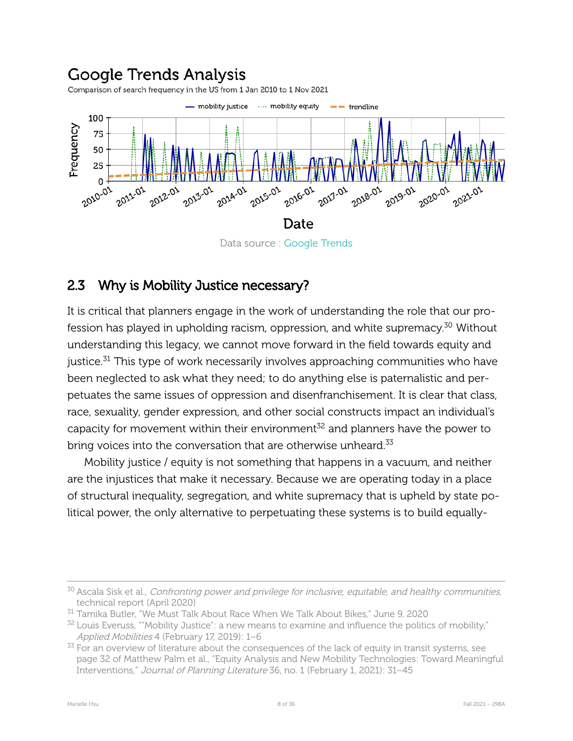## Google Trends Analysis

Comparison of search frequency in the US from 1 Jan 2010 to 1 Nov 2021

Data source : Google Trends

## 2.3 Why is Mobility Justice necessary?

It is critical that planners engage in the work of understanding the role that our profession has played in upholding racism, oppression, and white supremacy.[30] Without understanding this legacy, we cannot move forward in the field towards equity and justice.[31] This type of work necessarily involves approaching communities who have been neglected to ask what they need; to do anything else is paternalistic and perpetuates the same issues of oppression and disenfranchisement. It is clear that class, race, sexuality, gender expression, and other social constructs impact an individual's capacity for movement within their environment[32] and planners have the power to bring voices into the conversation that are otherwise unheard.[33]

Mobility justice / equity is not something that happens in a vacuum, and neither are the injustices that make it necessary. Because we are operating today in a place of structural inequality, segregation, and white supremacy that is upheld by state political power, the only alternative to perpetuating these systems is to build equally-

---

[30] Ascala Sisk et al., *Confronting power and privilege for inclusive, equitable, and healthy communities*, technical report (April 2020)

[31] Tamika Butler, "We Must Talk About Race When We Talk About Bikes," June 9, 2020

[32] Louis Everuss, ""Mobility Justice": a new means to examine and influence the politics of mobility," *Applied Mobilities* 4 (February 17, 2019): 1–6

[33] For an overview of literature about the consequences of the lack of equity in transit systems, see page 32 of Matthew Palm et al., "Equity Analysis and New Mobility Technologies: Toward Meaningful Interventions," *Journal of Planning Literature* 36, no. 1 (February 1, 2021): 31–45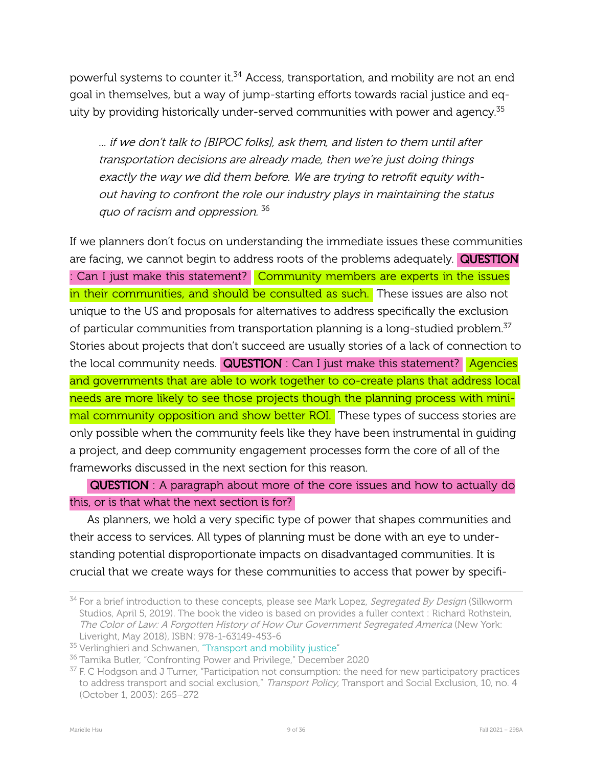powerful systems to counter it.[34] Access, transportation, and mobility are not an end goal in themselves, but a way of jump-starting efforts towards racial justice and equity by providing historically under-served communities with power and agency.[35]

> *... if we don't talk to [BIPOC folks], ask them, and listen to them until after transportation decisions are already made, then we're just doing things exactly the way we did them before. We are trying to retrofit equity without having to confront the role our industry plays in maintaining the status quo of racism and oppression.* [36]

If we planners don't focus on understanding the immediate issues these communities are facing, we cannot begin to address roots of the problems adequately. **QUESTION** : Can I just make this statement? Community members are experts in the issues in their communities, and should be consulted as such. These issues are also not unique to the US and proposals for alternatives to address specifically the exclusion of particular communities from transportation planning is a long-studied problem.[37] Stories about projects that don't succeed are usually stories of a lack of connection to the local community needs. **QUESTION** : Can I just make this statement? Agencies and governments that are able to work together to co-create plans that address local needs are more likely to see those projects though the planning process with minimal community opposition and show better ROI. These types of success stories are only possible when the community feels like they have been instrumental in guiding a project, and deep community engagement processes form the core of all of the frameworks discussed in the next section for this reason.

**QUESTION** : A paragraph about more of the core issues and how to actually do this, or is that what the next section is for?

As planners, we hold a very specific type of power that shapes communities and their access to services. All types of planning must be done with an eye to understanding potential disproportionate impacts on disadvantaged communities. It is crucial that we create ways for these communities to access that power by specifi-

---

[34] For a brief introduction to these concepts, please see Mark Lopez, *Segregated By Design* (Silkworm Studios, April 5, 2019). The book the video is based on provides a fuller context : Richard Rothstein, *The Color of Law: A Forgotten History of How Our Government Segregated America* (New York: Liveright, May 2018), ISBN: 978-1-63149-453-6

[35] Verlinghieri and Schwanen, "Transport and mobility justice"

[36] Tamika Butler, "Confronting Power and Privilege," December 2020

[37] F. C Hodgson and J Turner, "Participation not consumption: the need for new participatory practices to address transport and social exclusion," *Transport Policy,* Transport and Social Exclusion, 10, no. 4 (October 1, 2003): 265–272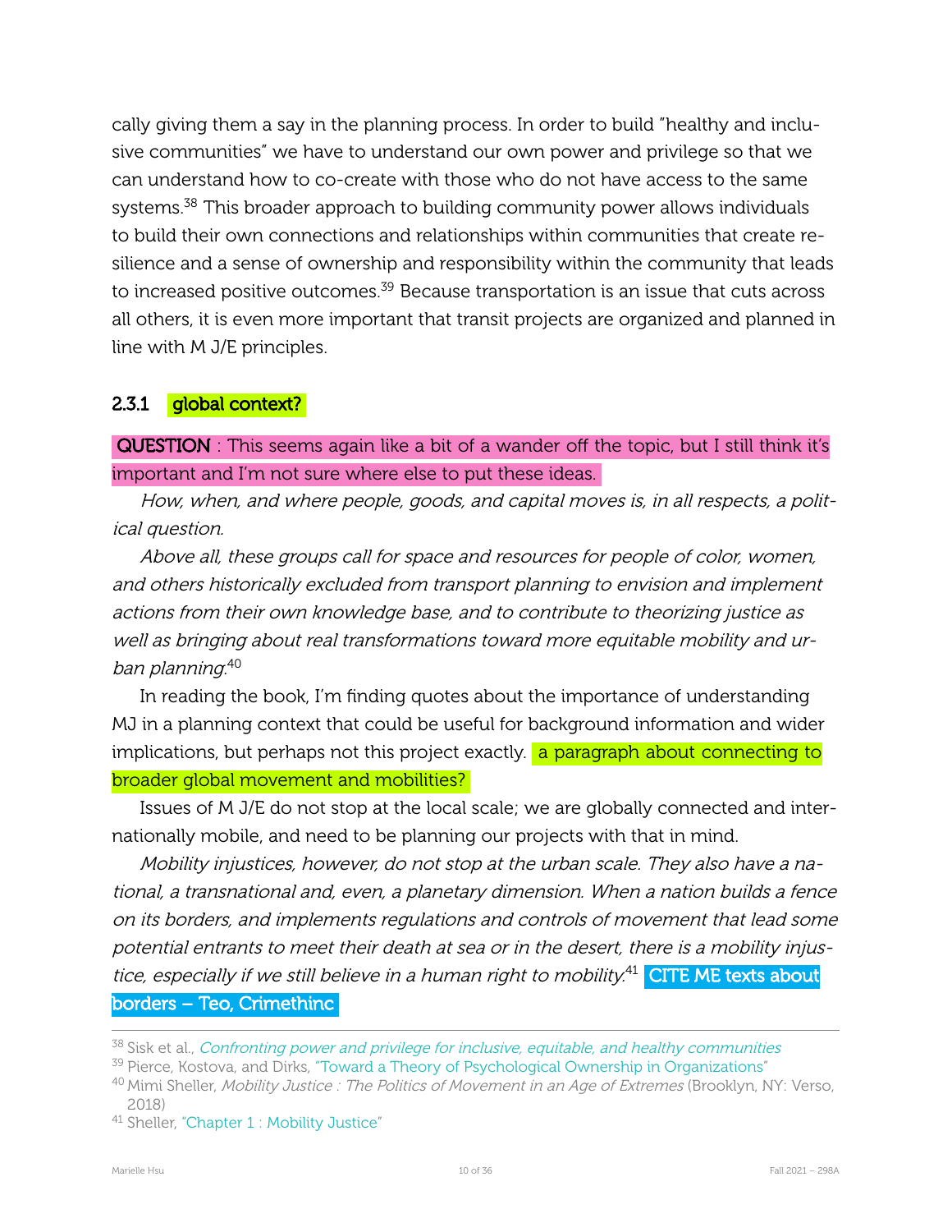cally giving them a say in the planning process. In order to build "healthy and inclusive communities" we have to understand our own power and privilege so that we can understand how to co-create with those who do not have access to the same systems.[38] This broader approach to building community power allows individuals to build their own connections and relationships within communities that create resilience and a sense of ownership and responsibility within the community that leads to increased positive outcomes.[39] Because transportation is an issue that cuts across all others, it is even more important that transit projects are organized and planned in line with M J/E principles.

### 2.3.1 global context?

**QUESTION** : This seems again like a bit of a wander off the topic, but I still think it's important and I'm not sure where else to put these ideas.

*How, when, and where people, goods, and capital moves is, in all respects, a political question.*

*Above all, these groups call for space and resources for people of color, women, and others historically excluded from transport planning to envision and implement actions from their own knowledge base, and to contribute to theorizing justice as well as bringing about real transformations toward more equitable mobility and urban planning.*[40]

In reading the book, I'm finding quotes about the importance of understanding MJ in a planning context that could be useful for background information and wider implications, but perhaps not this project exactly. a paragraph about connecting to broader global movement and mobilities?

Issues of M J/E do not stop at the local scale; we are globally connected and internationally mobile, and need to be planning our projects with that in mind.

*Mobility injustices, however, do not stop at the urban scale. They also have a national, a transnational and, even, a planetary dimension. When a nation builds a fence on its borders, and implements regulations and controls of movement that lead some potential entrants to meet their death at sea or in the desert, there is a mobility injustice, especially if we still believe in a human right to mobility.*[41] **CITE ME texts about borders – Teo, Crimethinc**

---

[38] Sisk et al., *Confronting power and privilege for inclusive, equitable, and healthy communities*

[39] Pierce, Kostova, and Dirks, "Toward a Theory of Psychological Ownership in Organizations"

[40] Mimi Sheller, *Mobility Justice : The Politics of Movement in an Age of Extremes* (Brooklyn, NY: Verso, 2018)

[41] Sheller, "Chapter 1 : Mobility Justice"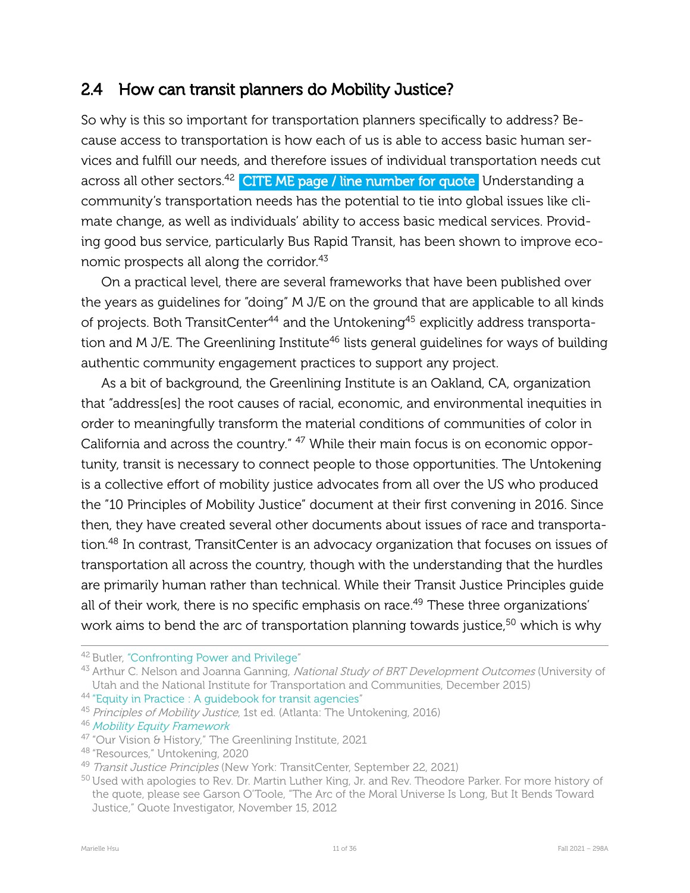## 2.4 How can transit planners do Mobility Justice?

So why is this so important for transportation planners specifically to address? Because access to transportation is how each of us is able to access basic human services and fulfill our needs, and therefore issues of individual transportation needs cut across all other sectors.[42] CITE ME page / line number for quote Understanding a community's transportation needs has the potential to tie into global issues like climate change, as well as individuals' ability to access basic medical services. Providing good bus service, particularly Bus Rapid Transit, has been shown to improve economic prospects all along the corridor.[43]

On a practical level, there are several frameworks that have been published over the years as guidelines for "doing" M J/E on the ground that are applicable to all kinds of projects. Both TransitCenter[44] and the Untokening[45] explicitly address transportation and M J/E. The Greenlining Institute[46] lists general guidelines for ways of building authentic community engagement practices to support any project.

As a bit of background, the Greenlining Institute is an Oakland, CA, organization that "address[es] the root causes of racial, economic, and environmental inequities in order to meaningfully transform the material conditions of communities of color in California and across the country." [47] While their main focus is on economic opportunity, transit is necessary to connect people to those opportunities. The Untokening is a collective effort of mobility justice advocates from all over the US who produced the "10 Principles of Mobility Justice" document at their first convening in 2016. Since then, they have created several other documents about issues of race and transportation.[48] In contrast, TransitCenter is an advocacy organization that focuses on issues of transportation all across the country, though with the understanding that the hurdles are primarily human rather than technical. While their Transit Justice Principles guide all of their work, there is no specific emphasis on race.[49] These three organizations' work aims to bend the arc of transportation planning towards justice,[50] which is why

---

[42] Butler, "Confronting Power and Privilege"

[43] Arthur C. Nelson and Joanna Ganning, *National Study of BRT Development Outcomes* (University of Utah and the National Institute for Transportation and Communities, December 2015)

[44] "Equity in Practice : A guidebook for transit agencies"

[45] *Principles of Mobility Justice*, 1st ed. (Atlanta: The Untokening, 2016)

[46] *Mobility Equity Framework*

[47] "Our Vision & History," The Greenlining Institute, 2021

[48] "Resources," Untokening, 2020

[49] *Transit Justice Principles* (New York: TransitCenter, September 22, 2021)

[50] Used with apologies to Rev. Dr. Martin Luther King, Jr. and Rev. Theodore Parker. For more history of the quote, please see Garson O'Toole, "The Arc of the Moral Universe Is Long, But It Bends Toward Justice," Quote Investigator, November 15, 2012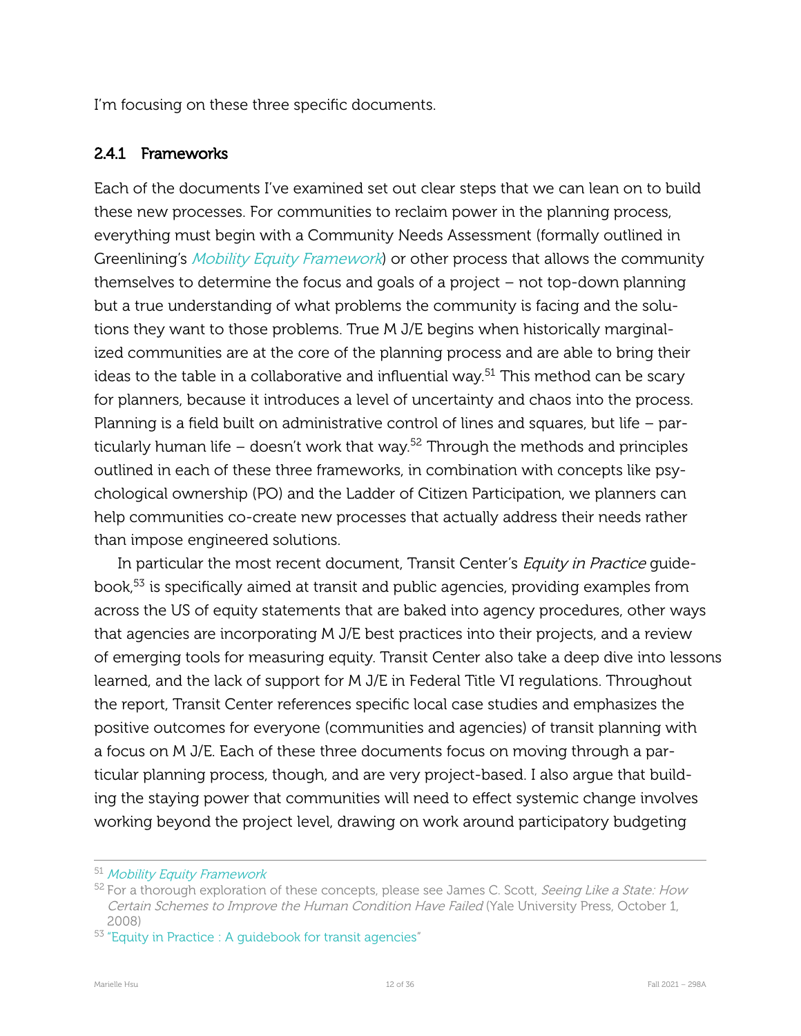I'm focusing on these three specific documents.

### 2.4.1 Frameworks

Each of the documents I've examined set out clear steps that we can lean on to build these new processes. For communities to reclaim power in the planning process, everything must begin with a Community Needs Assessment (formally outlined in Greenlining's *Mobility Equity Framework*) or other process that allows the community themselves to determine the focus and goals of a project – not top-down planning but a true understanding of what problems the community is facing and the solutions they want to those problems. True M J/E begins when historically marginalized communities are at the core of the planning process and are able to bring their ideas to the table in a collaborative and influential way.[51] This method can be scary for planners, because it introduces a level of uncertainty and chaos into the process. Planning is a field built on administrative control of lines and squares, but life – particularly human life – doesn't work that way.[52] Through the methods and principles outlined in each of these three frameworks, in combination with concepts like psychological ownership (PO) and the Ladder of Citizen Participation, we planners can help communities co-create new processes that actually address their needs rather than impose engineered solutions.

In particular the most recent document, Transit Center's *Equity in Practice* guidebook,[53] is specifically aimed at transit and public agencies, providing examples from across the US of equity statements that are baked into agency procedures, other ways that agencies are incorporating M J/E best practices into their projects, and a review of emerging tools for measuring equity. Transit Center also take a deep dive into lessons learned, and the lack of support for M J/E in Federal Title VI regulations. Throughout the report, Transit Center references specific local case studies and emphasizes the positive outcomes for everyone (communities and agencies) of transit planning with a focus on M J/E. Each of these three documents focus on moving through a particular planning process, though, and are very project-based. I also argue that building the staying power that communities will need to effect systemic change involves working beyond the project level, drawing on work around participatory budgeting

---

[51] *Mobility Equity Framework*

[52] For a thorough exploration of these concepts, please see James C. Scott, *Seeing Like a State: How Certain Schemes to Improve the Human Condition Have Failed* (Yale University Press, October 1, 2008)

[53] "Equity in Practice : A guidebook for transit agencies"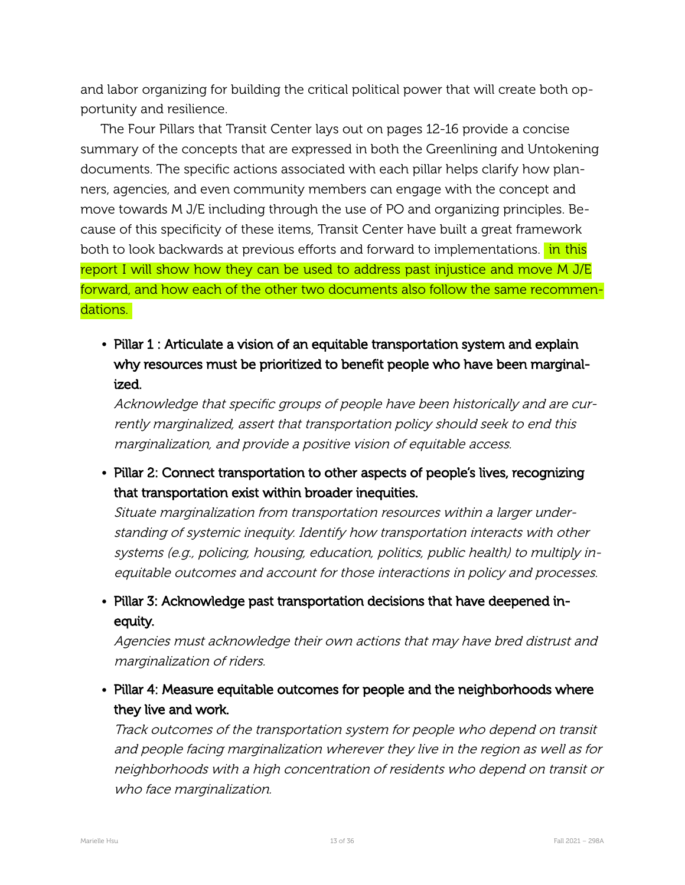and labor organizing for building the critical political power that will create both opportunity and resilience.

The Four Pillars that Transit Center lays out on pages 12-16 provide a concise summary of the concepts that are expressed in both the Greenlining and Untokening documents. The specific actions associated with each pillar helps clarify how planners, agencies, and even community members can engage with the concept and move towards M J/E including through the use of PO and organizing principles. Because of this specificity of these items, Transit Center have built a great framework both to look backwards at previous efforts and forward to implementations. in this report I will show how they can be used to address past injustice and move M J/E forward, and how each of the other two documents also follow the same recommendations.

- **Pillar 1 : Articulate a vision of an equitable transportation system and explain why resources must be prioritized to benefit people who have been marginalized.**
  *Acknowledge that specific groups of people have been historically and are currently marginalized, assert that transportation policy should seek to end this marginalization, and provide a positive vision of equitable access.*
- **Pillar 2: Connect transportation to other aspects of people's lives, recognizing that transportation exist within broader inequities.**
  *Situate marginalization from transportation resources within a larger understanding of systemic inequity. Identify how transportation interacts with other systems (e.g., policing, housing, education, politics, public health) to multiply inequitable outcomes and account for those interactions in policy and processes.*
- **Pillar 3: Acknowledge past transportation decisions that have deepened inequity.**
  *Agencies must acknowledge their own actions that may have bred distrust and marginalization of riders.*
- **Pillar 4: Measure equitable outcomes for people and the neighborhoods where they live and work.**
  *Track outcomes of the transportation system for people who depend on transit and people facing marginalization wherever they live in the region as well as for neighborhoods with a high concentration of residents who depend on transit or who face marginalization.*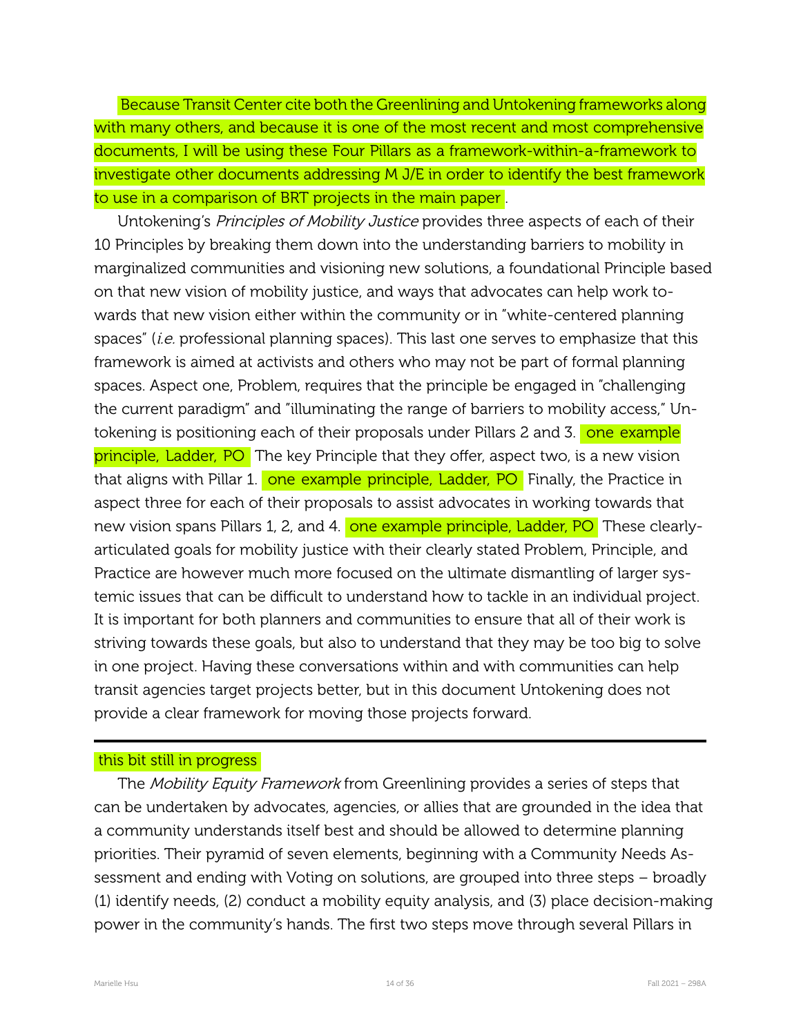Because Transit Center cite both the Greenlining and Untokening frameworks along with many others, and because it is one of the most recent and most comprehensive documents, I will be using these Four Pillars as a framework-within-a-framework to investigate other documents addressing M J/E in order to identify the best framework to use in a comparison of BRT projects in the main paper.

Untokening's *Principles of Mobility Justice* provides three aspects of each of their 10 Principles by breaking them down into the understanding barriers to mobility in marginalized communities and visioning new solutions, a foundational Principle based on that new vision of mobility justice, and ways that advocates can help work towards that new vision either within the community or in "white-centered planning spaces" (*i.e.* professional planning spaces). This last one serves to emphasize that this framework is aimed at activists and others who may not be part of formal planning spaces. Aspect one, Problem, requires that the principle be engaged in "challenging the current paradigm" and "illuminating the range of barriers to mobility access," Untokening is positioning each of their proposals under Pillars 2 and 3. one example principle, Ladder, PO The key Principle that they offer, aspect two, is a new vision that aligns with Pillar 1. one example principle, Ladder, PO Finally, the Practice in aspect three for each of their proposals to assist advocates in working towards that new vision spans Pillars 1, 2, and 4. one example principle, Ladder, PO These clearly-articulated goals for mobility justice with their clearly stated Problem, Principle, and Practice are however much more focused on the ultimate dismantling of larger systemic issues that can be difficult to understand how to tackle in an individual project. It is important for both planners and communities to ensure that all of their work is striving towards these goals, but also to understand that they may be too big to solve in one project. Having these conversations within and with communities can help transit agencies target projects better, but in this document Untokening does not provide a clear framework for moving those projects forward.

---

this bit still in progress

The *Mobility Equity Framework* from Greenlining provides a series of steps that can be undertaken by advocates, agencies, or allies that are grounded in the idea that a community understands itself best and should be allowed to determine planning priorities. Their pyramid of seven elements, beginning with a Community Needs Assessment and ending with Voting on solutions, are grouped into three steps – broadly (1) identify needs, (2) conduct a mobility equity analysis, and (3) place decision-making power in the community's hands. The first two steps move through several Pillars in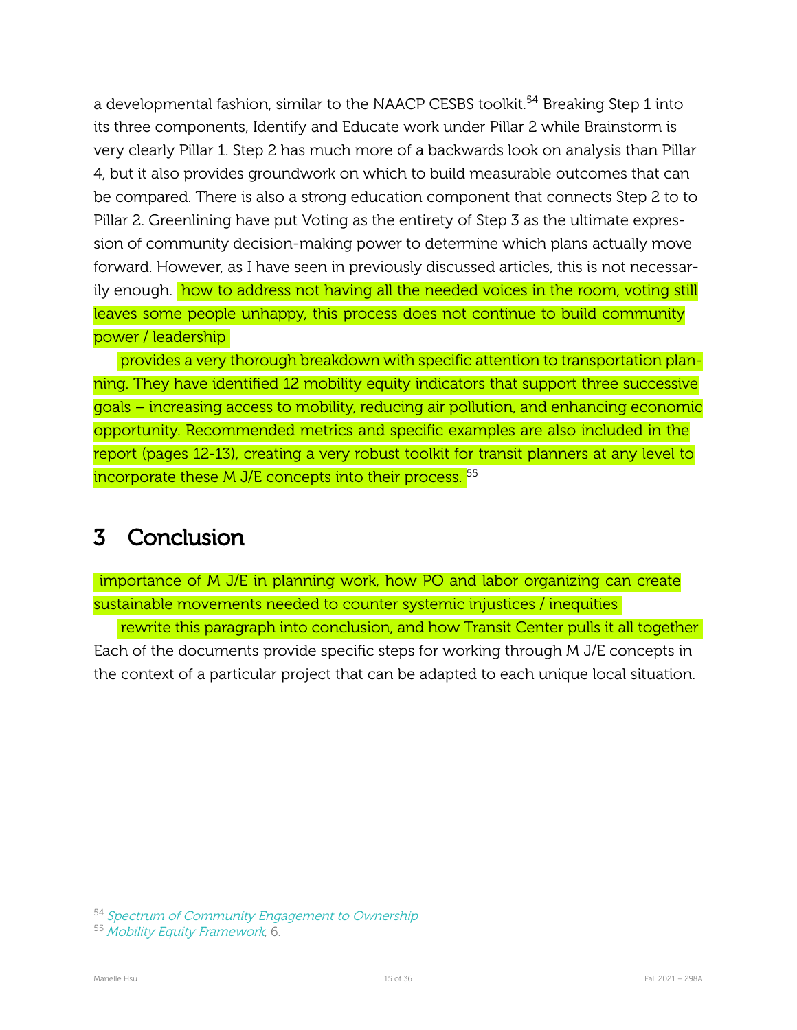a developmental fashion, similar to the NAACP CESBS toolkit.[54] Breaking Step 1 into its three components, Identify and Educate work under Pillar 2 while Brainstorm is very clearly Pillar 1. Step 2 has much more of a backwards look on analysis than Pillar 4, but it also provides groundwork on which to build measurable outcomes that can be compared. There is also a strong education component that connects Step 2 to to Pillar 2. Greenlining have put Voting as the entirety of Step 3 as the ultimate expression of community decision-making power to determine which plans actually move forward. However, as I have seen in previously discussed articles, this is not necessarily enough. how to address not having all the needed voices in the room, voting still leaves some people unhappy, this process does not continue to build community power / leadership

provides a very thorough breakdown with specific attention to transportation planning. They have identified 12 mobility equity indicators that support three successive goals – increasing access to mobility, reducing air pollution, and enhancing economic opportunity. Recommended metrics and specific examples are also included in the report (pages 12-13), creating a very robust toolkit for transit planners at any level to incorporate these M J/E concepts into their process.[55]

## 3 Conclusion

importance of M J/E in planning work, how PO and labor organizing can create sustainable movements needed to counter systemic injustices / inequities

rewrite this paragraph into conclusion, and how Transit Center pulls it all together Each of the documents provide specific steps for working through M J/E concepts in the context of a particular project that can be adapted to each unique local situation.

---

[54] *Spectrum of Community Engagement to Ownership*

[55] *Mobility Equity Framework*, 6.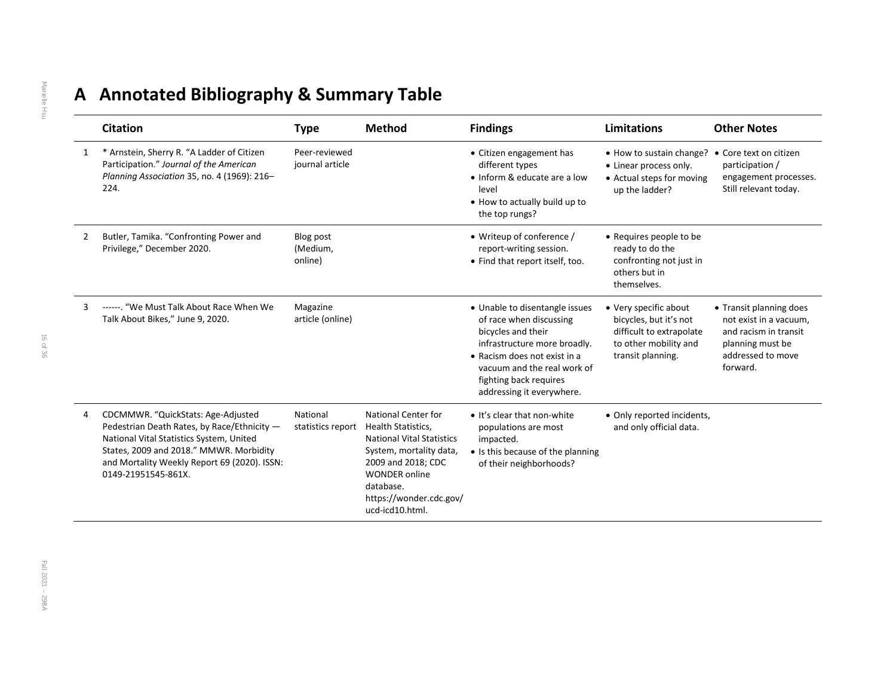# A Annotated Bibliography & Summary Table

| | Citation | Type | Method | Findings | Limitations | Other Notes |
|---|---|---|---|---|---|---|
| 1 | * Arnstein, Sherry R. "A Ladder of Citizen Participation." *Journal of the American Planning Association* 35, no. 4 (1969): 216–224. | Peer-reviewed journal article | | • Citizen engagement has different types<br>• Inform & educate are a low level<br>• How to actually build up to the top rungs? | • How to sustain change?<br>• Linear process only.<br>• Actual steps for moving up the ladder? | • Core text on citizen participation / engagement processes. Still relevant today. |
| 2 | Butler, Tamika. "Confronting Power and Privilege," December 2020. | Blog post (Medium, online) | | • Writeup of conference / report-writing session.<br>• Find that report itself, too. | • Requires people to be ready to do the confronting not just in others but in themselves. | |
| 3 | ------. "We Must Talk About Race When We Talk About Bikes," June 9, 2020. | Magazine article (online) | | • Unable to disentangle issues of race when discussing bicycles and their infrastructure more broadly.<br>• Racism does not exist in a vacuum and the real work of fighting back requires addressing it everywhere. | • Very specific about bicycles, but it's not difficult to extrapolate to other mobility and transit planning. | • Transit planning does not exist in a vacuum, and racism in transit planning must be addressed to move forward. |
| 4 | CDCMMWR. "QuickStats: Age-Adjusted Pedestrian Death Rates, by Race/Ethnicity — National Vital Statistics System, United States, 2009 and 2018." MMWR. Morbidity and Mortality Weekly Report 69 (2020). ISSN: 0149-21951545-861X. | National statistics report | National Center for Health Statistics, National Vital Statistics System, mortality data, 2009 and 2018; CDC WONDER online database. https://wonder.cdc.gov/ucd-icd10.html. | • It's clear that non-white populations are most impacted.<br>• Is this because of the planning of their neighborhoods? | • Only reported incidents, and only official data. | |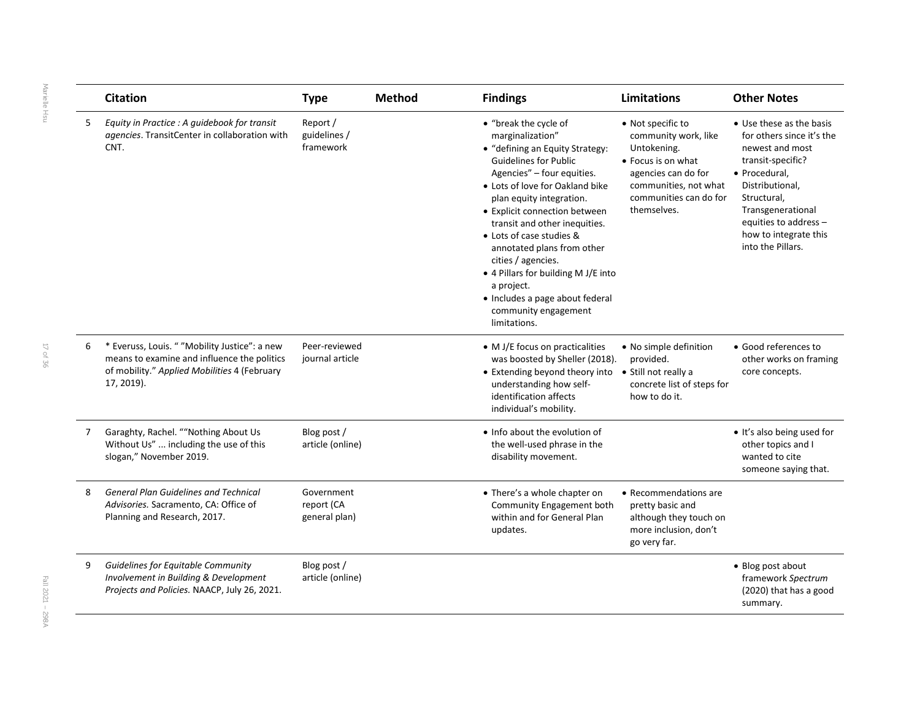| | Citation | Type | Method | Findings | Limitations | Other Notes |
|---|---|---|---|---|---|---|
| 5 | *Equity in Practice : A guidebook for transit agencies*. TransitCenter in collaboration with CNT. | Report / guidelines / framework | | • "break the cycle of marginalization" • "defining an Equity Strategy: Guidelines for Public Agencies" – four equities. • Lots of love for Oakland bike plan equity integration. • Explicit connection between transit and other inequities. • Lots of case studies & annotated plans from other cities / agencies. • 4 Pillars for building M J/E into a project. • Includes a page about federal community engagement limitations. | • Not specific to community work, like Untokening. • Focus is on what agencies can do for communities, not what communities can do for themselves. | • Use these as the basis for others since it's the newest and most transit-specific? • Procedural, Distributional, Structural, Transgenerational equities to address – how to integrate this into the Pillars. |
| 6 | * Everuss, Louis. " "Mobility Justice": a new means to examine and influence the politics of mobility." *Applied Mobilities* 4 (February 17, 2019). | Peer-reviewed journal article | | • M J/E focus on practicalities was boosted by Sheller (2018). • Extending beyond theory into understanding how self-identification affects individual's mobility. | • No simple definition provided. • Still not really a concrete list of steps for how to do it. | • Good references to other works on framing core concepts. |
| 7 | Garaghty, Rachel. ""Nothing About Us Without Us" ... including the use of this slogan," November 2019. | Blog post / article (online) | | • Info about the evolution of the well-used phrase in the disability movement. | | • It's also being used for other topics and I wanted to cite someone saying that. |
| 8 | *General Plan Guidelines and Technical Advisories.* Sacramento, CA: Office of Planning and Research, 2017. | Government report (CA general plan) | | • There's a whole chapter on Community Engagement both within and for General Plan updates. | • Recommendations are pretty basic and although they touch on more inclusion, don't go very far. | |
| 9 | *Guidelines for Equitable Community Involvement in Building & Development Projects and Policies.* NAACP, July 26, 2021. | Blog post / article (online) | | | | • Blog post about framework *Spectrum* (2020) that has a good summary. |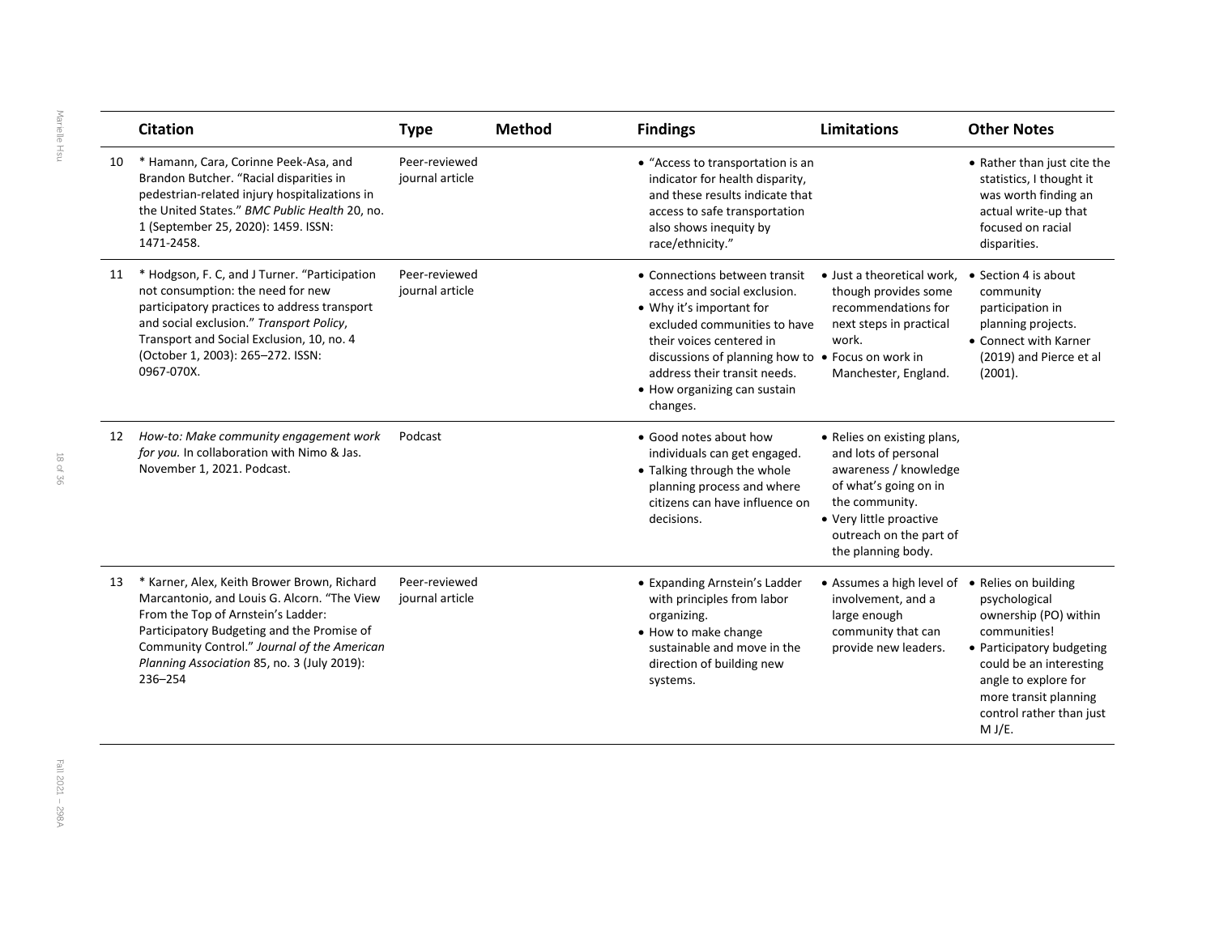| | Citation | Type | Method | Findings | Limitations | Other Notes |
|---|---|---|---|---|---|---|
| 10 | * Hamann, Cara, Corinne Peek-Asa, and Brandon Butcher. "Racial disparities in pedestrian-related injury hospitalizations in the United States." *BMC Public Health* 20, no. 1 (September 25, 2020): 1459. ISSN: 1471-2458. | Peer-reviewed journal article | | • "Access to transportation is an indicator for health disparity, and these results indicate that access to safe transportation also shows inequity by race/ethnicity." | | • Rather than just cite the statistics, I thought it was worth finding an actual write-up that focused on racial disparities. |
| 11 | * Hodgson, F. C, and J Turner. "Participation not consumption: the need for new participatory practices to address transport and social exclusion." *Transport Policy*, Transport and Social Exclusion, 10, no. 4 (October 1, 2003): 265–272. ISSN: 0967-070X. | Peer-reviewed journal article | | • Connections between transit access and social exclusion.<br>• Why it's important for excluded communities to have their voices centered in discussions of planning how to address their transit needs.<br>• How organizing can sustain changes. | • Just a theoretical work, though provides some recommendations for next steps in practical work.<br>• Focus on work in Manchester, England. | • Section 4 is about community participation in planning projects.<br>• Connect with Karner (2019) and Pierce et al (2001). |
| 12 | *How-to: Make community engagement work for you.* In collaboration with Nimo & Jas. November 1, 2021. Podcast. | Podcast | | • Good notes about how individuals can get engaged.<br>• Talking through the whole planning process and where citizens can have influence on decisions. | • Relies on existing plans, and lots of personal awareness / knowledge of what's going on in the community.<br>• Very little proactive outreach on the part of the planning body. | |
| 13 | * Karner, Alex, Keith Brower Brown, Richard Marcantonio, and Louis G. Alcorn. "The View From the Top of Arnstein's Ladder: Participatory Budgeting and the Promise of Community Control." *Journal of the American Planning Association* 85, no. 3 (July 2019): 236–254 | Peer-reviewed journal article | | • Expanding Arnstein's Ladder with principles from labor organizing.<br>• How to make change sustainable and move in the direction of building new systems. | • Assumes a high level of involvement, and a large enough community that can provide new leaders. | • Relies on building psychological ownership (PO) within communities!<br>• Participatory budgeting could be an interesting angle to explore for more transit planning control rather than just M J/E. |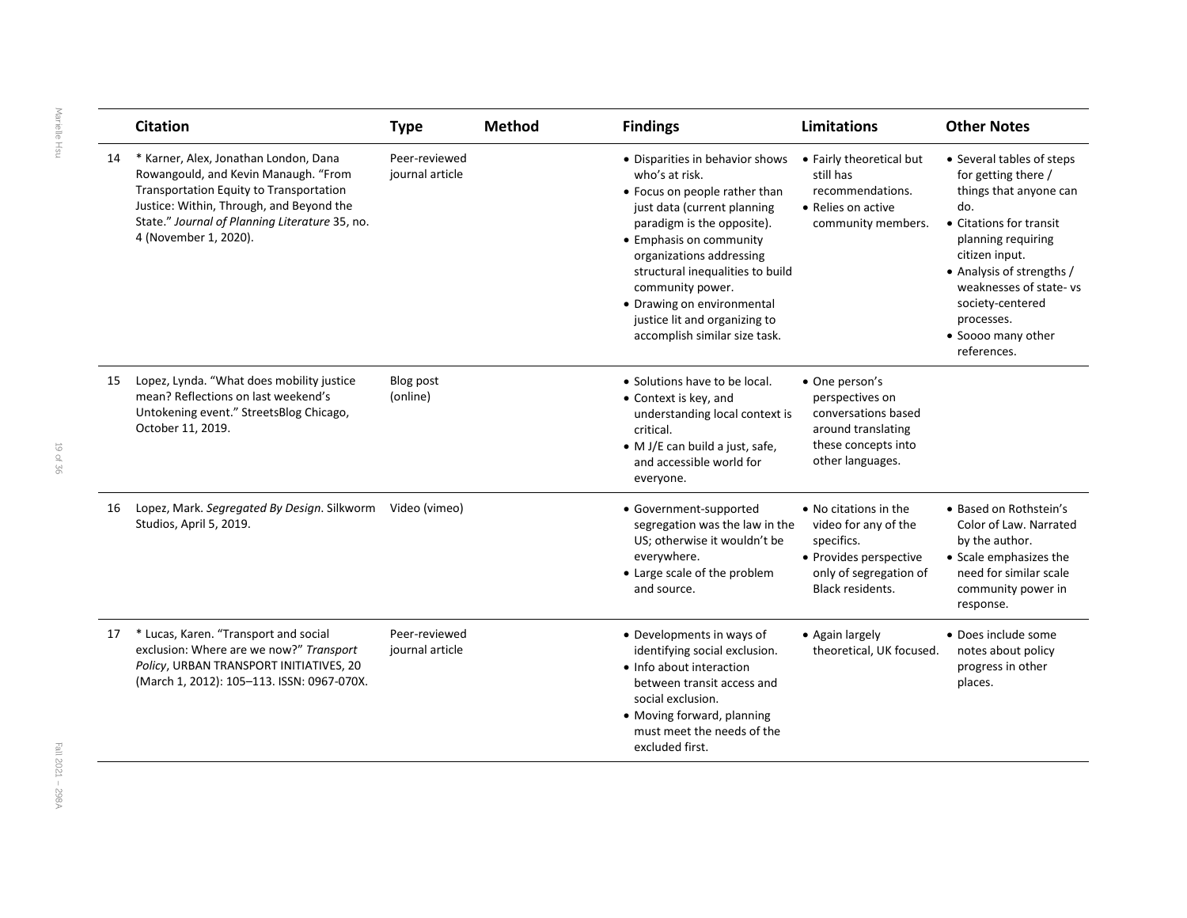| | Citation | Type | Method | Findings | Limitations | Other Notes |
|---|---|---|---|---|---|---|
| 14 | * Karner, Alex, Jonathan London, Dana Rowangould, and Kevin Manaugh. "From Transportation Equity to Transportation Justice: Within, Through, and Beyond the State." *Journal of Planning Literature* 35, no. 4 (November 1, 2020). | Peer-reviewed journal article | | • Disparities in behavior shows who's at risk.<br>• Focus on people rather than just data (current planning paradigm is the opposite).<br>• Emphasis on community organizations addressing structural inequalities to build community power.<br>• Drawing on environmental justice lit and organizing to accomplish similar size task. | • Fairly theoretical but still has recommendations.<br>• Relies on active community members. | • Several tables of steps for getting there / things that anyone can do.<br>• Citations for transit planning requiring citizen input.<br>• Analysis of strengths / weaknesses of state- vs society-centered processes.<br>• Soooo many other references. |
| 15 | Lopez, Lynda. "What does mobility justice mean? Reflections on last weekend's Untokening event." StreetsBlog Chicago, October 11, 2019. | Blog post (online) | | • Solutions have to be local.<br>• Context is key, and understanding local context is critical.<br>• M J/E can build a just, safe, and accessible world for everyone. | • One person's perspectives on conversations based around translating these concepts into other languages. | |
| 16 | Lopez, Mark. *Segregated By Design*. Silkworm Studios, April 5, 2019. | Video (vimeo) | | • Government-supported segregation was the law in the US; otherwise it wouldn't be everywhere.<br>• Large scale of the problem and source. | • No citations in the video for any of the specifics.<br>• Provides perspective only of segregation of Black residents. | • Based on Rothstein's Color of Law. Narrated by the author.<br>• Scale emphasizes the need for similar scale community power in response. |
| 17 | * Lucas, Karen. "Transport and social exclusion: Where are we now?" *Transport Policy*, URBAN TRANSPORT INITIATIVES, 20 (March 1, 2012): 105–113. ISSN: 0967-070X. | Peer-reviewed journal article | | • Developments in ways of identifying social exclusion.<br>• Info about interaction between transit access and social exclusion.<br>• Moving forward, planning must meet the needs of the excluded first. | • Again largely theoretical, UK focused. | • Does include some notes about policy progress in other places. |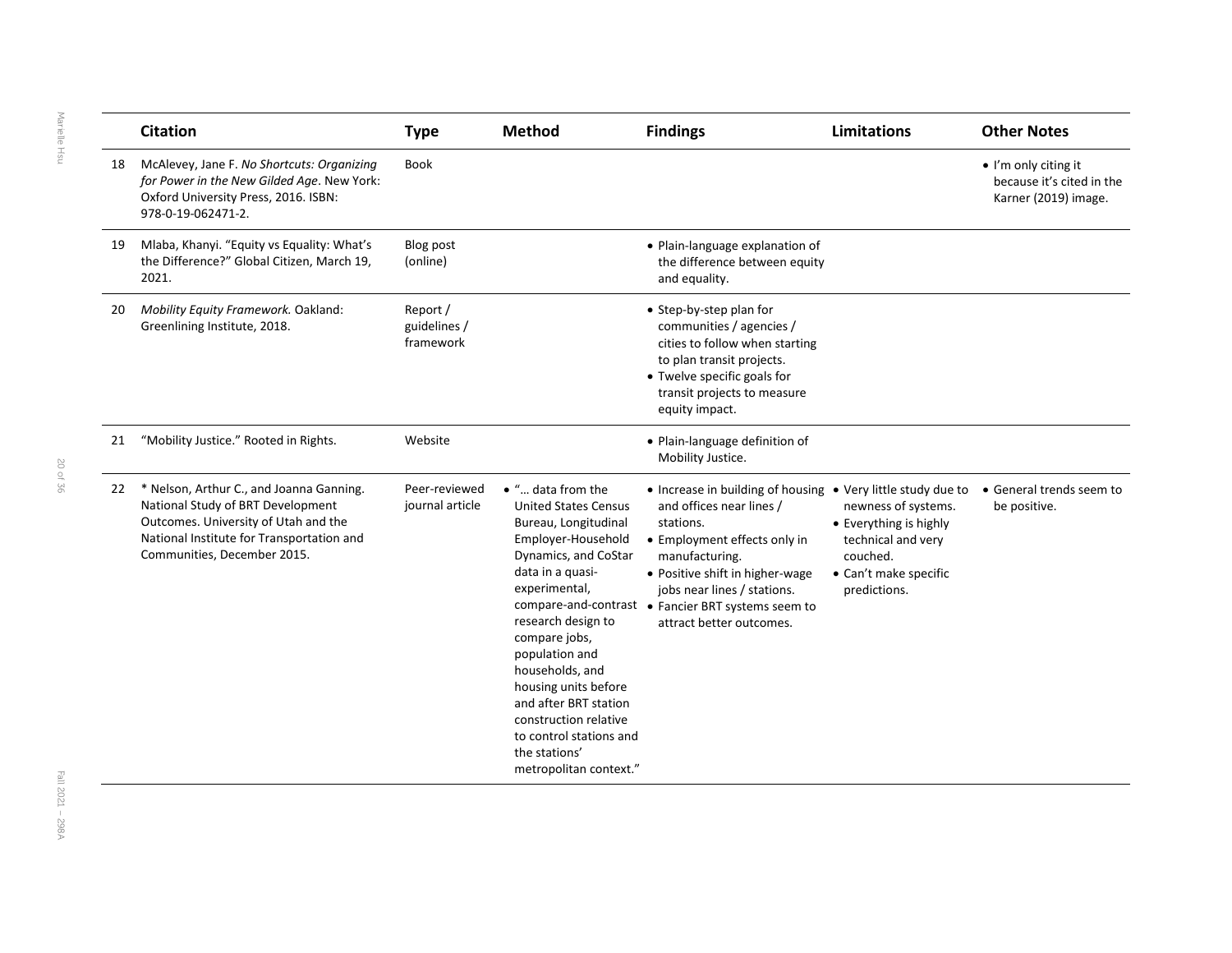| | Citation | Type | Method | Findings | Limitations | Other Notes |
|---|---|---|---|---|---|---|
| 18 | McAlevey, Jane F. *No Shortcuts: Organizing for Power in the New Gilded Age*. New York: Oxford University Press, 2016. ISBN: 978-0-19-062471-2. | Book | | | | • I'm only citing it because it's cited in the Karner (2019) image. |
| 19 | Mlaba, Khanyi. "Equity vs Equality: What's the Difference?" Global Citizen, March 19, 2021. | Blog post (online) | | • Plain-language explanation of the difference between equity and equality. | | |
| 20 | *Mobility Equity Framework.* Oakland: Greenlining Institute, 2018. | Report / guidelines / framework | | • Step-by-step plan for communities / agencies / cities to follow when starting to plan transit projects.<br>• Twelve specific goals for transit projects to measure equity impact. | | |
| 21 | "Mobility Justice." Rooted in Rights. | Website | | • Plain-language definition of Mobility Justice. | | |
| 22 | * Nelson, Arthur C., and Joanna Ganning. National Study of BRT Development Outcomes. University of Utah and the National Institute for Transportation and Communities, December 2015. | Peer-reviewed journal article | • "… data from the United States Census Bureau, Longitudinal Employer-Household Dynamics, and CoStar data in a quasi-experimental, compare-and-contrast research design to compare jobs, population and households, and housing units before and after BRT station construction relative to control stations and the stations' metropolitan context." | • Increase in building of housing and offices near lines / stations.<br>• Employment effects only in manufacturing.<br>• Positive shift in higher-wage jobs near lines / stations.<br>• Fancier BRT systems seem to attract better outcomes. | • Very little study due to newness of systems.<br>• Everything is highly technical and very couched.<br>• Can't make specific predictions. | • General trends seem to be positive. |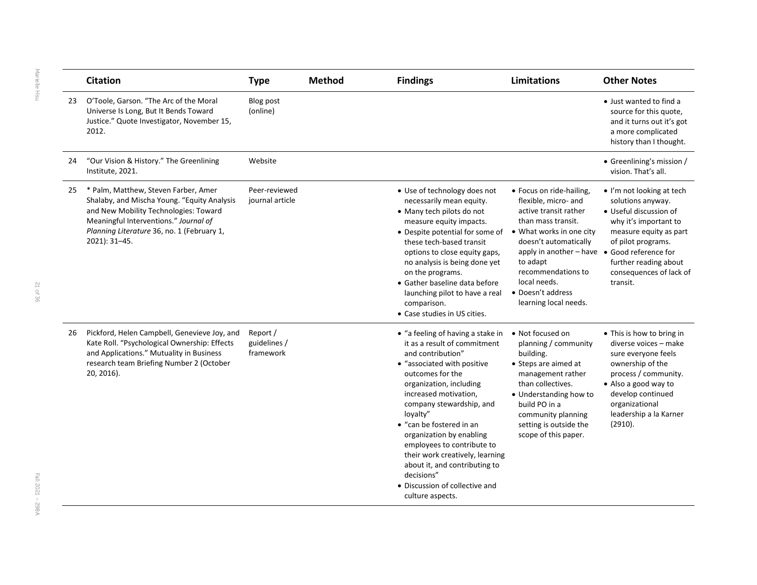| | Citation | Type | Method | Findings | Limitations | Other Notes |
|---|---|---|---|---|---|---|
| 23 | O'Toole, Garson. "The Arc of the Moral Universe Is Long, But It Bends Toward Justice." Quote Investigator, November 15, 2012. | Blog post (online) | | | | • Just wanted to find a source for this quote, and it turns out it's got a more complicated history than I thought. |
| 24 | "Our Vision & History." The Greenlining Institute, 2021. | Website | | | | • Greenlining's mission / vision. That's all. |
| 25 | * Palm, Matthew, Steven Farber, Amer Shalaby, and Mischa Young. "Equity Analysis and New Mobility Technologies: Toward Meaningful Interventions." *Journal of Planning Literature* 36, no. 1 (February 1, 2021): 31–45. | Peer-reviewed journal article | | • Use of technology does not necessarily mean equity. • Many tech pilots do not measure equity impacts. • Despite potential for some of these tech-based transit options to close equity gaps, no analysis is being done yet on the programs. • Gather baseline data before launching pilot to have a real comparison. • Case studies in US cities. | • Focus on ride-hailing, flexible, micro- and active transit rather than mass transit. • What works in one city doesn't automatically apply in another – have to adapt recommendations to local needs. • Doesn't address learning local needs. | • I'm not looking at tech solutions anyway. • Useful discussion of why it's important to measure equity as part of pilot programs. • Good reference for further reading about consequences of lack of transit. |
| 26 | Pickford, Helen Campbell, Genevieve Joy, and Kate Roll. "Psychological Ownership: Effects and Applications." Mutuality in Business research team Briefing Number 2 (October 20, 2016). | Report / guidelines / framework | | • "a feeling of having a stake in it as a result of commitment and contribution" • "associated with positive outcomes for the organization, including increased motivation, company stewardship, and loyalty" • "can be fostered in an organization by enabling employees to contribute to their work creatively, learning about it, and contributing to decisions" • Discussion of collective and culture aspects. | • Not focused on planning / community building. • Steps are aimed at management rather than collectives. • Understanding how to build PO in a community planning setting is outside the scope of this paper. | • This is how to bring in diverse voices – make sure everyone feels ownership of the process / community. • Also a good way to develop continued organizational leadership a la Karner (2910). |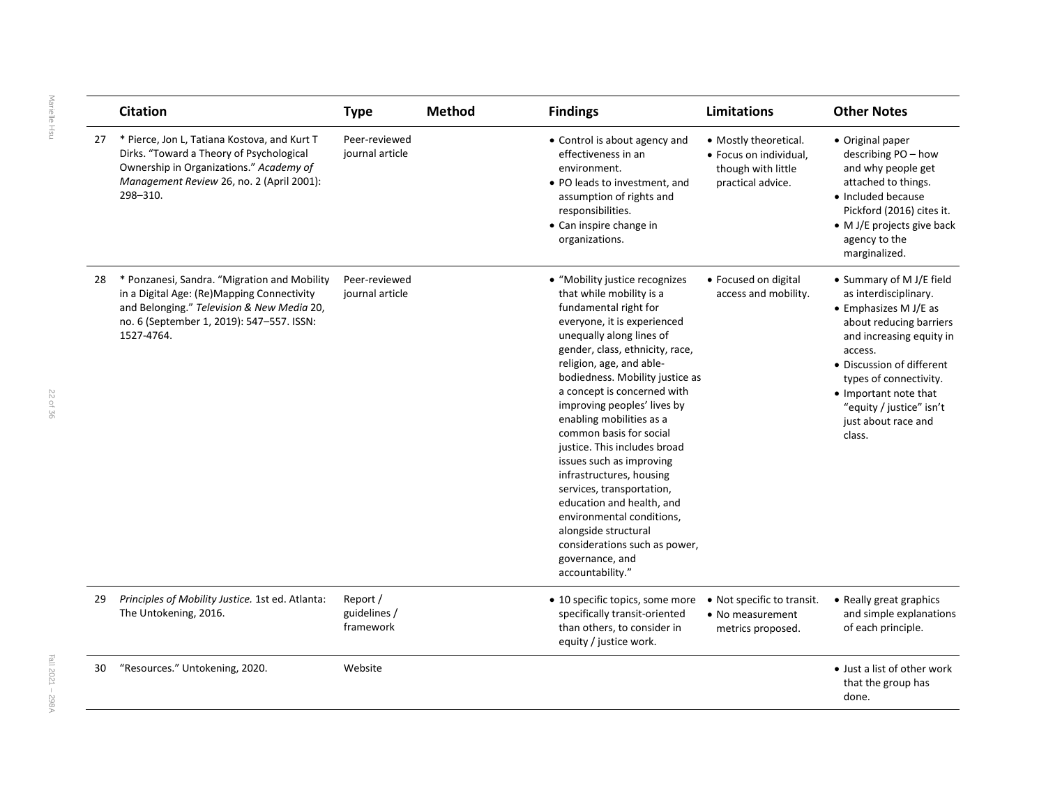| | Citation | Type | Method | Findings | Limitations | Other Notes |
|---|---|---|---|---|---|---|
| 27 | * Pierce, Jon L, Tatiana Kostova, and Kurt T Dirks. "Toward a Theory of Psychological Ownership in Organizations." *Academy of Management Review* 26, no. 2 (April 2001): 298–310. | Peer-reviewed journal article | | • Control is about agency and effectiveness in an environment. <br>• PO leads to investment, and assumption of rights and responsibilities. <br>• Can inspire change in organizations. | • Mostly theoretical. <br>• Focus on individual, though with little practical advice. | • Original paper describing PO – how and why people get attached to things. <br>• Included because Pickford (2016) cites it. <br>• M J/E projects give back agency to the marginalized. |
| 28 | * Ponzanesi, Sandra. "Migration and Mobility in a Digital Age: (Re)Mapping Connectivity and Belonging." *Television & New Media* 20, no. 6 (September 1, 2019): 547–557. ISSN: 1527-4764. | Peer-reviewed journal article | | • "Mobility justice recognizes that while mobility is a fundamental right for everyone, it is experienced unequally along lines of gender, class, ethnicity, race, religion, age, and able-bodiedness. Mobility justice as a concept is concerned with improving peoples' lives by enabling mobilities as a common basis for social justice. This includes broad issues such as improving infrastructures, housing services, transportation, education and health, and environmental conditions, alongside structural considerations such as power, governance, and accountability." | • Focused on digital access and mobility. | • Summary of M J/E field as interdisciplinary. <br>• Emphasizes M J/E as about reducing barriers and increasing equity in access. <br>• Discussion of different types of connectivity. <br>• Important note that "equity / justice" isn't just about race and class. |
| 29 | *Principles of Mobility Justice.* 1st ed. Atlanta: The Untokening, 2016. | Report / guidelines / framework | | • 10 specific topics, some more specifically transit-oriented than others, to consider in equity / justice work. | • Not specific to transit. <br>• No measurement metrics proposed. | • Really great graphics and simple explanations of each principle. |
| 30 | "Resources." Untokening, 2020. | Website | | | | • Just a list of other work that the group has done. |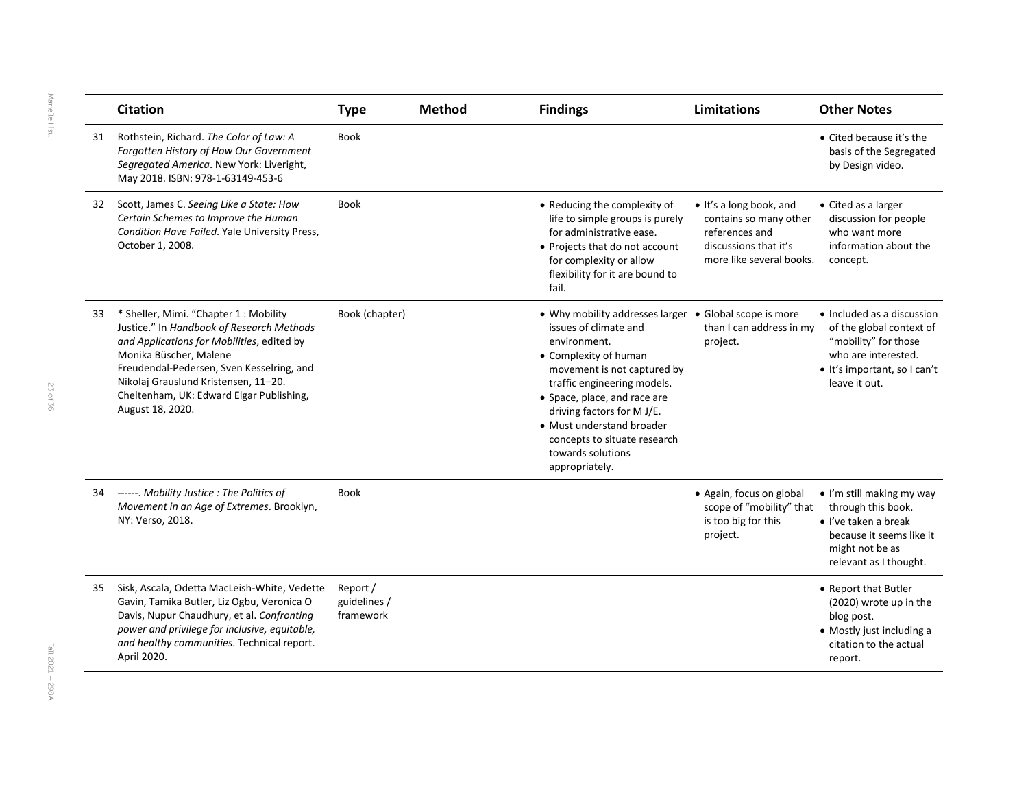| | Citation | Type | Method | Findings | Limitations | Other Notes |
|---|---|---|---|---|---|---|
| 31 | Rothstein, Richard. *The Color of Law: A Forgotten History of How Our Government Segregated America*. New York: Liveright, May 2018. ISBN: 978-1-63149-453-6 | Book | | | | • Cited because it's the basis of the Segregated by Design video. |
| 32 | Scott, James C. *Seeing Like a State: How Certain Schemes to Improve the Human Condition Have Failed*. Yale University Press, October 1, 2008. | Book | | • Reducing the complexity of life to simple groups is purely for administrative ease.<br>• Projects that do not account for complexity or allow flexibility for it are bound to fail. | • It's a long book, and contains so many other references and discussions that it's more like several books. | • Cited as a larger discussion for people who want more information about the concept. |
| 33 | * Sheller, Mimi. "Chapter 1 : Mobility Justice." In *Handbook of Research Methods and Applications for Mobilities*, edited by Monika Büscher, Malene Freudendal-Pedersen, Sven Kesselring, and Nikolaj Grauslund Kristensen, 11–20. Cheltenham, UK: Edward Elgar Publishing, August 18, 2020. | Book (chapter) | | • Why mobility addresses larger issues of climate and environment.<br>• Complexity of human movement is not captured by traffic engineering models.<br>• Space, place, and race are driving factors for M J/E.<br>• Must understand broader concepts to situate research towards solutions appropriately. | • Global scope is more than I can address in my project. | • Included as a discussion of the global context of "mobility" for those who are interested.<br>• It's important, so I can't leave it out. |
| 34 | ------. *Mobility Justice : The Politics of Movement in an Age of Extremes*. Brooklyn, NY: Verso, 2018. | Book | | | • Again, focus on global scope of "mobility" that is too big for this project. | • I'm still making my way through this book.<br>• I've taken a break because it seems like it might not be as relevant as I thought. |
| 35 | Sisk, Ascala, Odetta MacLeish-White, Vedette Gavin, Tamika Butler, Liz Ogbu, Veronica O Davis, Nupur Chaudhury, et al. *Confronting power and privilege for inclusive, equitable, and healthy communities*. Technical report. April 2020. | Report / guidelines / framework | | | | • Report that Butler (2020) wrote up in the blog post.<br>• Mostly just including a citation to the actual report. |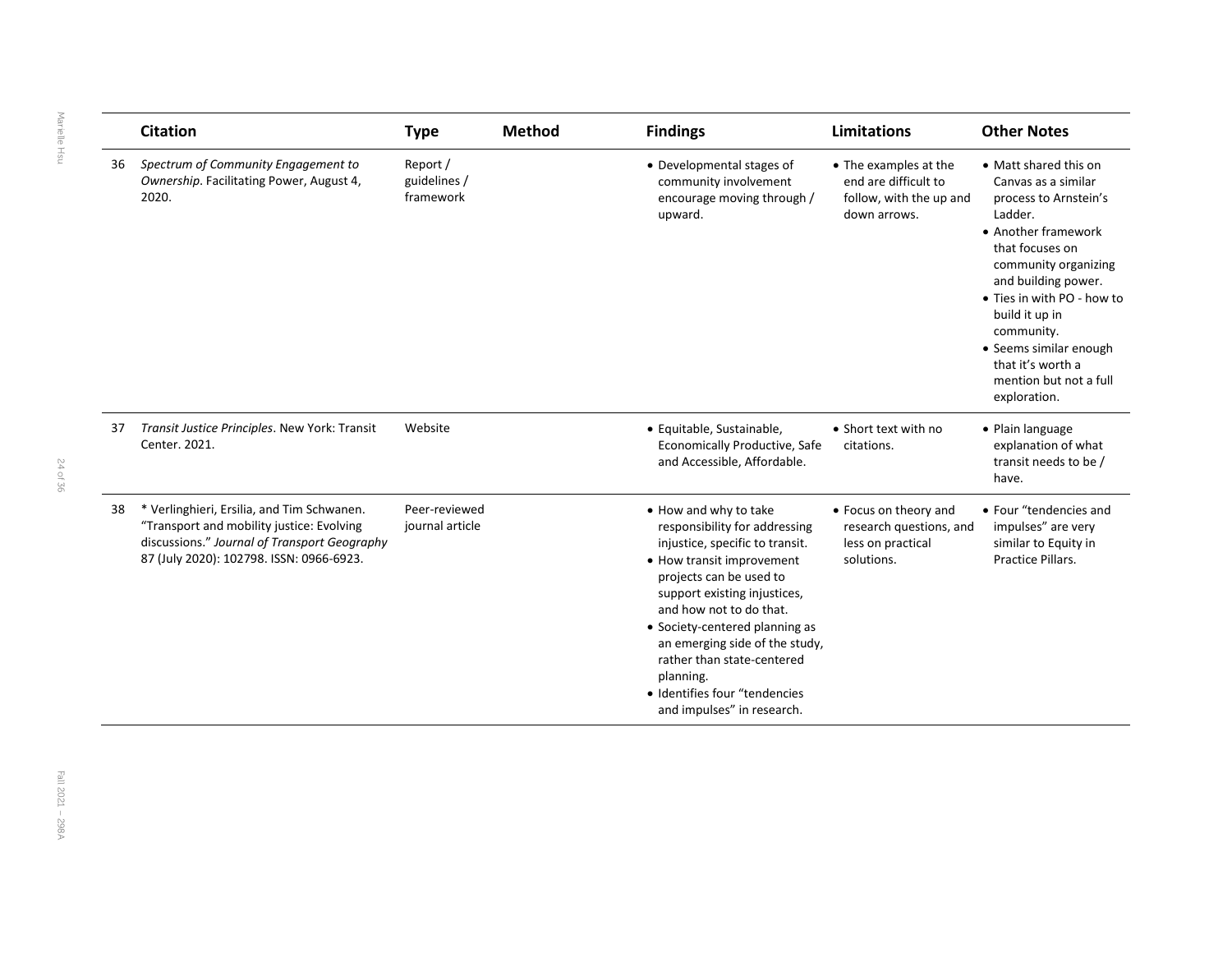| | Citation | Type | Method | Findings | Limitations | Other Notes |
|---|---|---|---|---|---|---|
| 36 | *Spectrum of Community Engagement to Ownership*. Facilitating Power, August 4, 2020. | Report / guidelines / framework | | • Developmental stages of community involvement encourage moving through / upward. | • The examples at the end are difficult to follow, with the up and down arrows. | • Matt shared this on Canvas as a similar process to Arnstein's Ladder.<br>• Another framework that focuses on community organizing and building power.<br>• Ties in with PO - how to build it up in community.<br>• Seems similar enough that it's worth a mention but not a full exploration. |
| 37 | *Transit Justice Principles*. New York: Transit Center. 2021. | Website | | • Equitable, Sustainable, Economically Productive, Safe and Accessible, Affordable. | • Short text with no citations. | • Plain language explanation of what transit needs to be / have. |
| 38 | * Verlinghieri, Ersilia, and Tim Schwanen. "Transport and mobility justice: Evolving discussions." *Journal of Transport Geography* 87 (July 2020): 102798. ISSN: 0966-6923. | Peer-reviewed journal article | | • How and why to take responsibility for addressing injustice, specific to transit.<br>• How transit improvement projects can be used to support existing injustices, and how not to do that.<br>• Society-centered planning as an emerging side of the study, rather than state-centered planning.<br>• Identifies four "tendencies and impulses" in research. | • Focus on theory and research questions, and less on practical solutions. | • Four "tendencies and impulses" are very similar to Equity in Practice Pillars. |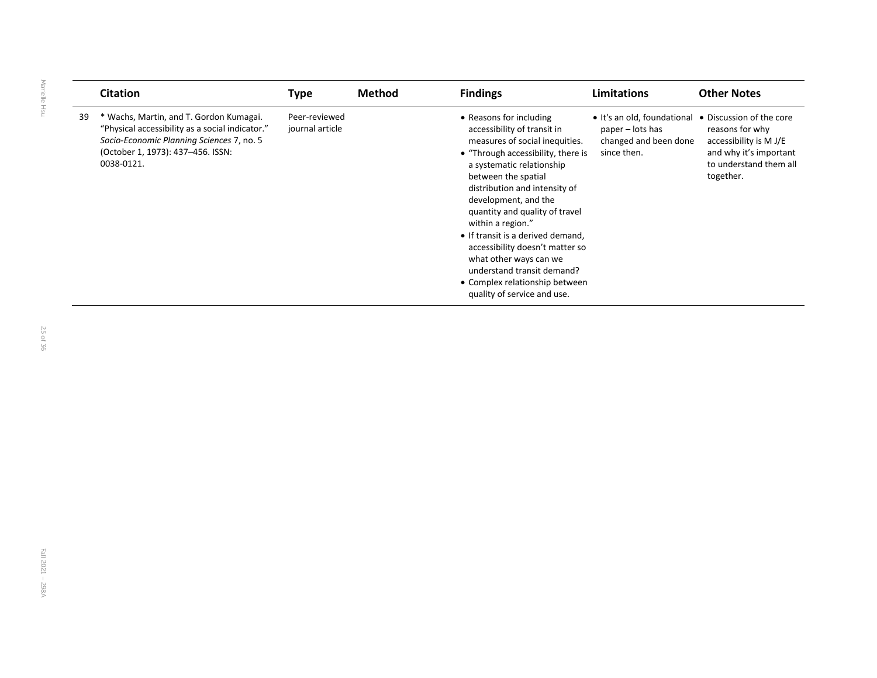| | Citation | Type | Method | Findings | Limitations | Other Notes |
|---|---|---|---|---|---|---|
| 39 | * Wachs, Martin, and T. Gordon Kumagai. "Physical accessibility as a social indicator." *Socio-Economic Planning Sciences* 7, no. 5 (October 1, 1973): 437–456. ISSN: 0038-0121. | Peer-reviewed journal article | | • Reasons for including accessibility of transit in measures of social inequities.<br>• "Through accessibility, there is a systematic relationship between the spatial distribution and intensity of development, and the quantity and quality of travel within a region."<br>• If transit is a derived demand, accessibility doesn't matter so what other ways can we understand transit demand?<br>• Complex relationship between quality of service and use. | • It's an old, foundational paper – lots has changed and been done since then. | • Discussion of the core reasons for why accessibility is M J/E and why it's important to understand them all together. |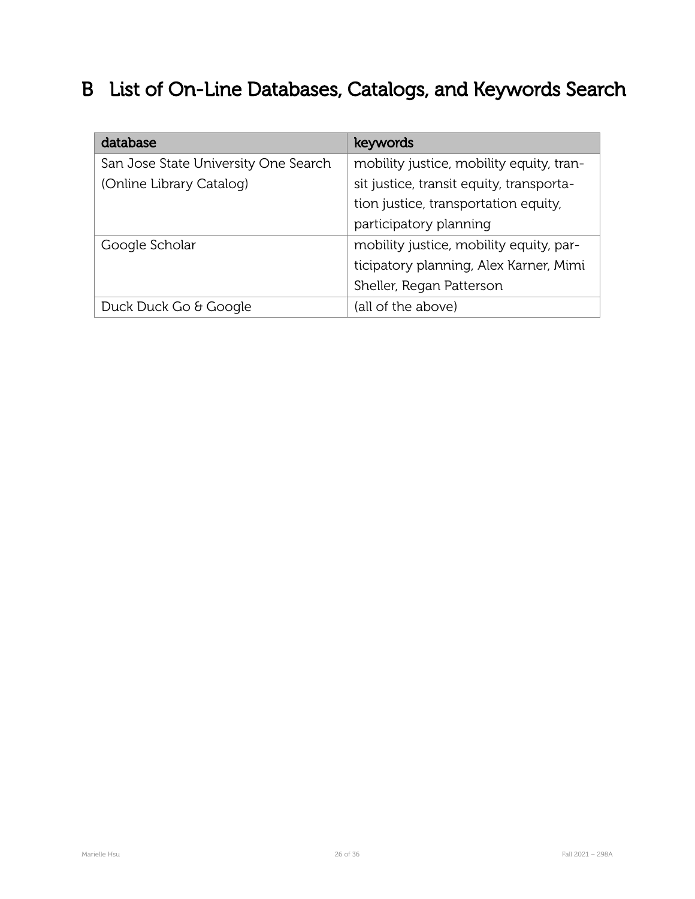# B List of On-Line Databases, Catalogs, and Keywords Search

| database | keywords |
| --- | --- |
| San Jose State University One Search (Online Library Catalog) | mobility justice, mobility equity, transit justice, transit equity, transportation justice, transportation equity, participatory planning |
| Google Scholar | mobility justice, mobility equity, participatory planning, Alex Karner, Mimi Sheller, Regan Patterson |
| Duck Duck Go & Google | (all of the above) |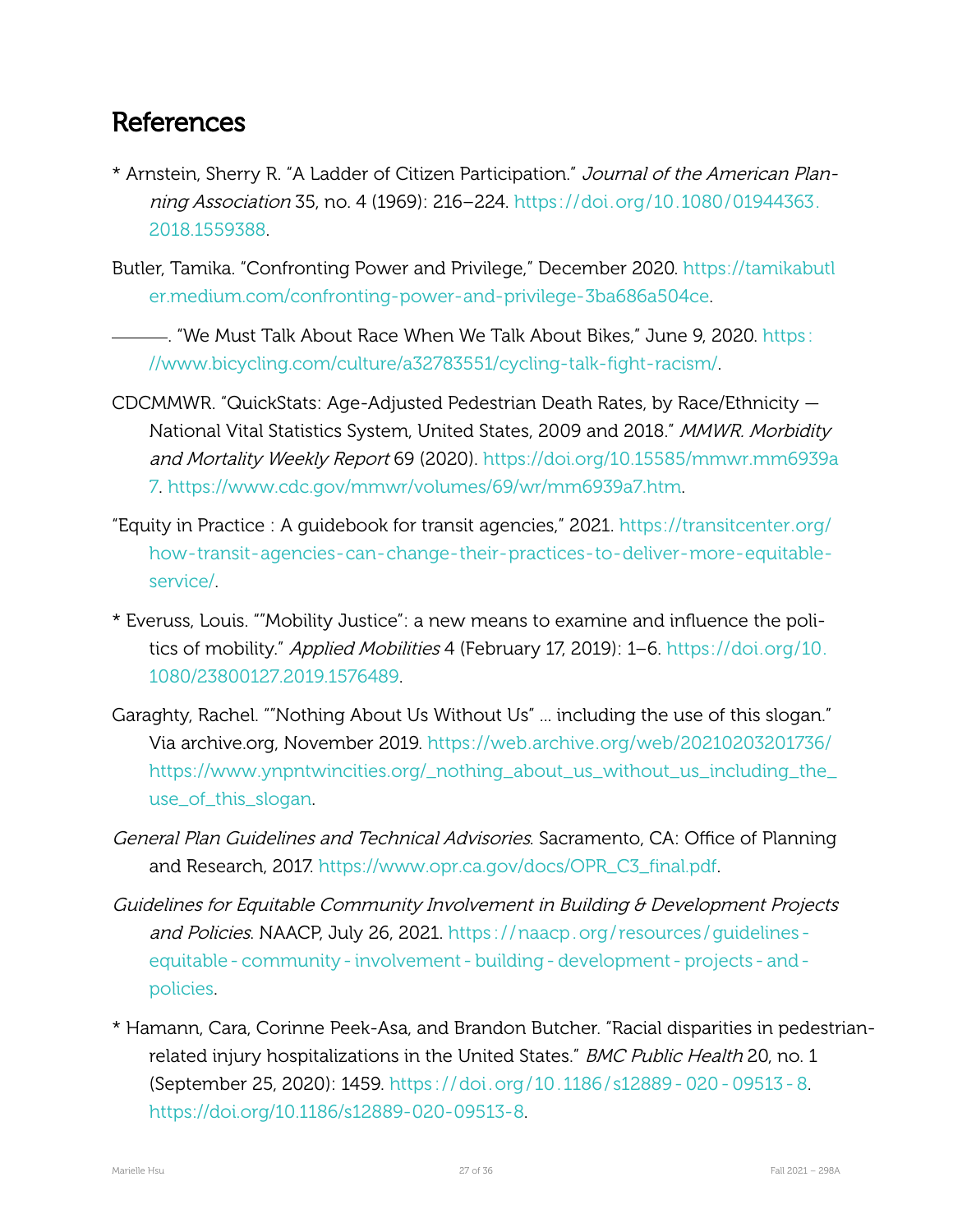## References

* Arnstein, Sherry R. "A Ladder of Citizen Participation." *Journal of the American Planning Association* 35, no. 4 (1969): 216–224. https://doi.org/10.1080/01944363.2018.1559388.

Butler, Tamika. "Confronting Power and Privilege," December 2020. https://tamikabutler.medium.com/confronting-power-and-privilege-3ba686a504ce.

———. "We Must Talk About Race When We Talk About Bikes," June 9, 2020. https://www.bicycling.com/culture/a32783551/cycling-talk-fight-racism/.

CDCMMWR. "QuickStats: Age-Adjusted Pedestrian Death Rates, by Race/Ethnicity — National Vital Statistics System, United States, 2009 and 2018." *MMWR. Morbidity and Mortality Weekly Report* 69 (2020). https://doi.org/10.15585/mmwr.mm6939a7. https://www.cdc.gov/mmwr/volumes/69/wr/mm6939a7.htm.

"Equity in Practice : A guidebook for transit agencies," 2021. https://transitcenter.org/how-transit-agencies-can-change-their-practices-to-deliver-more-equitable-service/.

* Everuss, Louis. ""Mobility Justice": a new means to examine and influence the politics of mobility." *Applied Mobilities* 4 (February 17, 2019): 1–6. https://doi.org/10.1080/23800127.2019.1576489.

Garaghty, Rachel. ""Nothing About Us Without Us" ... including the use of this slogan." Via archive.org, November 2019. https://web.archive.org/web/20210203201736/https://www.ynpntwincities.org/_nothing_about_us_without_us_including_the_use_of_this_slogan.

*General Plan Guidelines and Technical Advisories*. Sacramento, CA: Office of Planning and Research, 2017. https://www.opr.ca.gov/docs/OPR_C3_final.pdf.

*Guidelines for Equitable Community Involvement in Building & Development Projects and Policies*. NAACP, July 26, 2021. https://naacp.org/resources/guidelines-equitable-community-involvement-building-development-projects-and-policies.

* Hamann, Cara, Corinne Peek-Asa, and Brandon Butcher. "Racial disparities in pedestrian-related injury hospitalizations in the United States." *BMC Public Health* 20, no. 1 (September 25, 2020): 1459. https://doi.org/10.1186/s12889-020-09513-8. https://doi.org/10.1186/s12889-020-09513-8.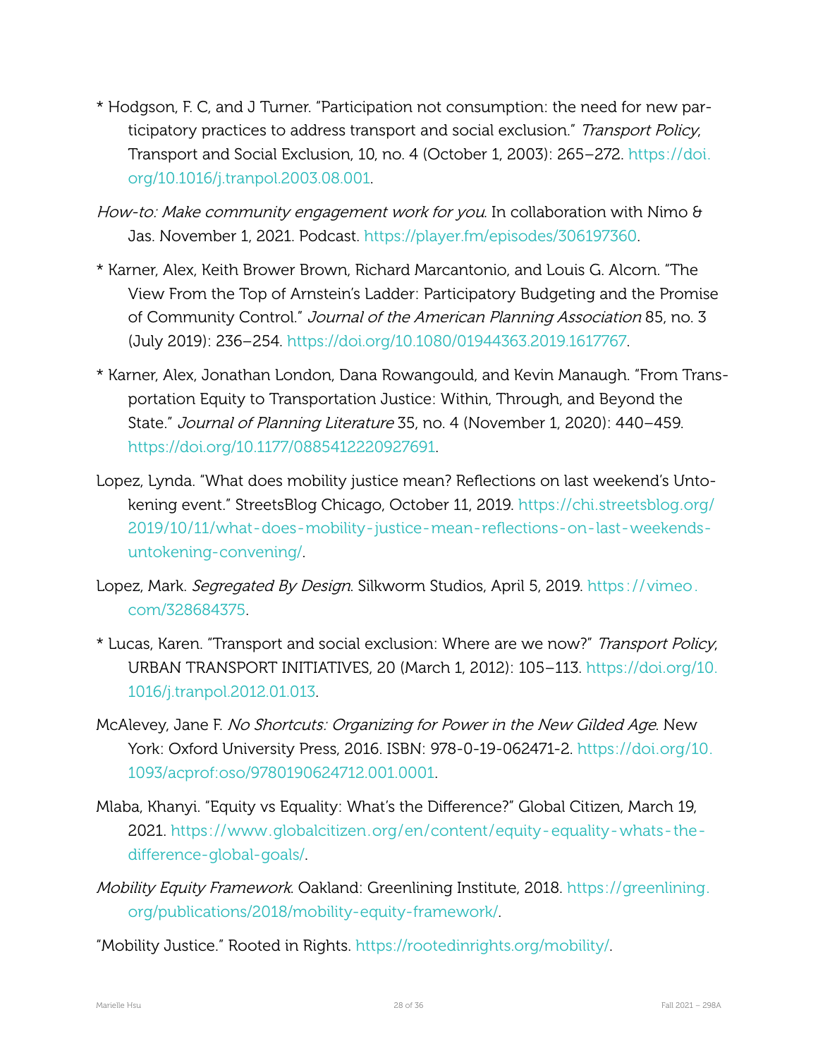* Hodgson, F. C, and J Turner. “Participation not consumption: the need for new participatory practices to address transport and social exclusion.” *Transport Policy*, Transport and Social Exclusion, 10, no. 4 (October 1, 2003): 265–272. https://doi.org/10.1016/j.tranpol.2003.08.001.

*How-to: Make community engagement work for you*. In collaboration with Nimo & Jas. November 1, 2021. Podcast. https://player.fm/episodes/306197360.

* Karner, Alex, Keith Brower Brown, Richard Marcantonio, and Louis G. Alcorn. “The View From the Top of Arnstein’s Ladder: Participatory Budgeting and the Promise of Community Control.” *Journal of the American Planning Association* 85, no. 3 (July 2019): 236–254. https://doi.org/10.1080/01944363.2019.1617767.

* Karner, Alex, Jonathan London, Dana Rowangould, and Kevin Manaugh. “From Transportation Equity to Transportation Justice: Within, Through, and Beyond the State.” *Journal of Planning Literature* 35, no. 4 (November 1, 2020): 440–459. https://doi.org/10.1177/0885412220927691.

Lopez, Lynda. “What does mobility justice mean? Reflections on last weekend’s Untokening event.” StreetsBlog Chicago, October 11, 2019. https://chi.streetsblog.org/2019/10/11/what-does-mobility-justice-mean-reflections-on-last-weekends-untokening-convening/.

Lopez, Mark. *Segregated By Design*. Silkworm Studios, April 5, 2019. https://vimeo.com/328684375.

* Lucas, Karen. “Transport and social exclusion: Where are we now?” *Transport Policy*, URBAN TRANSPORT INITIATIVES, 20 (March 1, 2012): 105–113. https://doi.org/10.1016/j.tranpol.2012.01.013.

McAlevey, Jane F. *No Shortcuts: Organizing for Power in the New Gilded Age*. New York: Oxford University Press, 2016. ISBN: 978-0-19-062471-2. https://doi.org/10.1093/acprof:oso/9780190624712.001.0001.

Mlaba, Khanyi. “Equity vs Equality: What’s the Difference?” Global Citizen, March 19, 2021. https://www.globalcitizen.org/en/content/equity-equality-whats-the-difference-global-goals/.

*Mobility Equity Framework*. Oakland: Greenlining Institute, 2018. https://greenlining.org/publications/2018/mobility-equity-framework/.

“Mobility Justice.” Rooted in Rights. https://rootedinrights.org/mobility/.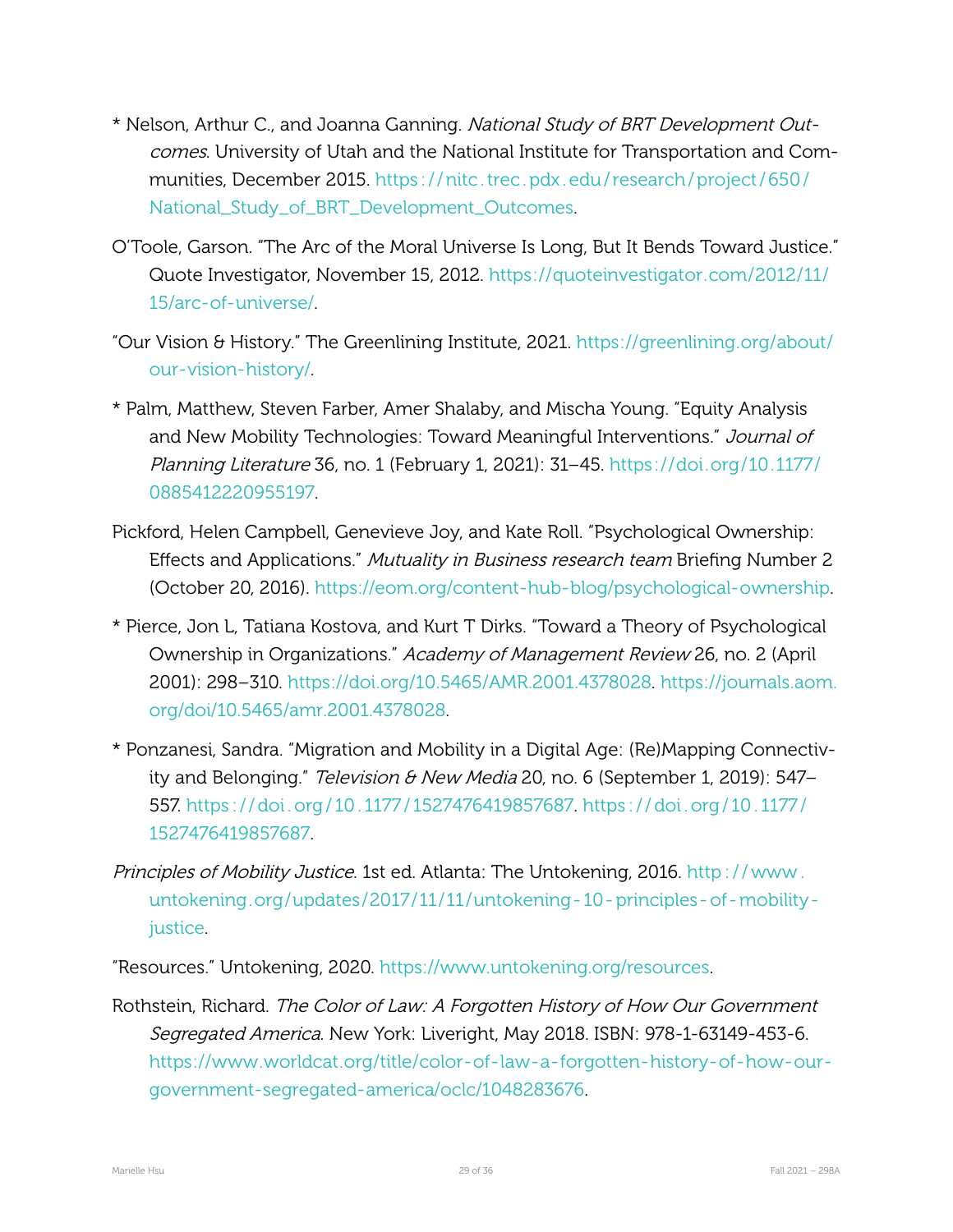* Nelson, Arthur C., and Joanna Ganning. *National Study of BRT Development Outcomes*. University of Utah and the National Institute for Transportation and Communities, December 2015. https://nitc.trec.pdx.edu/research/project/650/National_Study_of_BRT_Development_Outcomes.

O'Toole, Garson. "The Arc of the Moral Universe Is Long, But It Bends Toward Justice." Quote Investigator, November 15, 2012. https://quoteinvestigator.com/2012/11/15/arc-of-universe/.

"Our Vision & History." The Greenlining Institute, 2021. https://greenlining.org/about/our-vision-history/.

* Palm, Matthew, Steven Farber, Amer Shalaby, and Mischa Young. "Equity Analysis and New Mobility Technologies: Toward Meaningful Interventions." *Journal of Planning Literature* 36, no. 1 (February 1, 2021): 31–45. https://doi.org/10.1177/0885412220955197.

Pickford, Helen Campbell, Genevieve Joy, and Kate Roll. "Psychological Ownership: Effects and Applications." *Mutuality in Business research team* Briefing Number 2 (October 20, 2016). https://eom.org/content-hub-blog/psychological-ownership.

* Pierce, Jon L, Tatiana Kostova, and Kurt T Dirks. "Toward a Theory of Psychological Ownership in Organizations." *Academy of Management Review* 26, no. 2 (April 2001): 298–310. https://doi.org/10.5465/AMR.2001.4378028. https://journals.aom.org/doi/10.5465/amr.2001.4378028.

* Ponzanesi, Sandra. "Migration and Mobility in a Digital Age: (Re)Mapping Connectivity and Belonging." *Television & New Media* 20, no. 6 (September 1, 2019): 547–557. https://doi.org/10.1177/1527476419857687. https://doi.org/10.1177/1527476419857687.

*Principles of Mobility Justice*. 1st ed. Atlanta: The Untokening, 2016. http://www.untokening.org/updates/2017/11/11/untokening-10-principles-of-mobility-justice.

"Resources." Untokening, 2020. https://www.untokening.org/resources.

Rothstein, Richard. *The Color of Law: A Forgotten History of How Our Government Segregated America*. New York: Liveright, May 2018. ISBN: 978-1-63149-453-6. https://www.worldcat.org/title/color-of-law-a-forgotten-history-of-how-our-government-segregated-america/oclc/1048283676.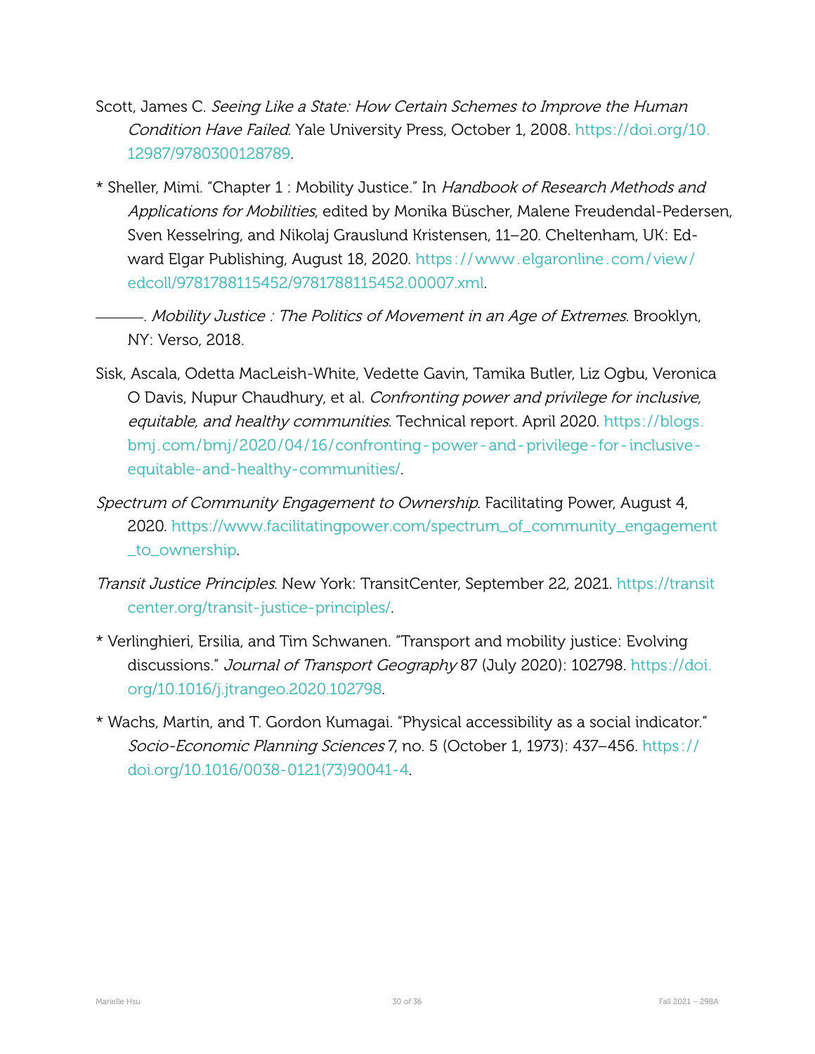Scott, James C. *Seeing Like a State: How Certain Schemes to Improve the Human Condition Have Failed*. Yale University Press, October 1, 2008. https://doi.org/10.12987/9780300128789.

* Sheller, Mimi. "Chapter 1 : Mobility Justice." In *Handbook of Research Methods and Applications for Mobilities*, edited by Monika Büscher, Malene Freudendal-Pedersen, Sven Kesselring, and Nikolaj Grauslund Kristensen, 11–20. Cheltenham, UK: Edward Elgar Publishing, August 18, 2020. https://www.elgaronline.com/view/edcoll/9781788115452/9781788115452.00007.xml.

———. *Mobility Justice : The Politics of Movement in an Age of Extremes*. Brooklyn, NY: Verso, 2018.

Sisk, Ascala, Odetta MacLeish-White, Vedette Gavin, Tamika Butler, Liz Ogbu, Veronica O Davis, Nupur Chaudhury, et al. *Confronting power and privilege for inclusive, equitable, and healthy communities*. Technical report. April 2020. https://blogs.bmj.com/bmj/2020/04/16/confronting-power-and-privilege-for-inclusive-equitable-and-healthy-communities/.

*Spectrum of Community Engagement to Ownership*. Facilitating Power, August 4, 2020. https://www.facilitatingpower.com/spectrum_of_community_engagement_to_ownership.

*Transit Justice Principles*. New York: TransitCenter, September 22, 2021. https://transitcenter.org/transit-justice-principles/.

* Verlinghieri, Ersilia, and Tim Schwanen. "Transport and mobility justice: Evolving discussions." *Journal of Transport Geography* 87 (July 2020): 102798. https://doi.org/10.1016/j.jtrangeo.2020.102798.

* Wachs, Martin, and T. Gordon Kumagai. "Physical accessibility as a social indicator." *Socio-Economic Planning Sciences* 7, no. 5 (October 1, 1973): 437–456. https://doi.org/10.1016/0038-0121(73)90041-4.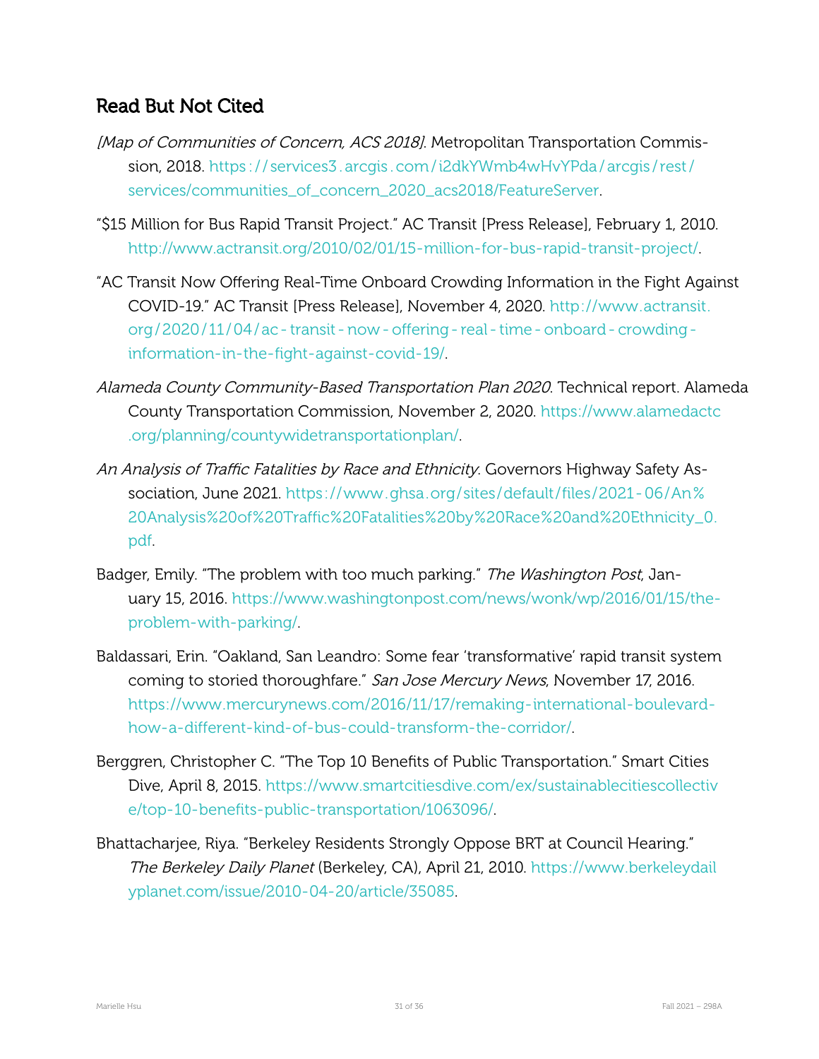## Read But Not Cited

*[Map of Communities of Concern, ACS 2018]*. Metropolitan Transportation Commission, 2018. https://services3.arcgis.com/i2dkYWmb4wHvYPda/arcgis/rest/services/communities_of_concern_2020_acs2018/FeatureServer.

"$15 Million for Bus Rapid Transit Project." AC Transit [Press Release], February 1, 2010. http://www.actransit.org/2010/02/01/15-million-for-bus-rapid-transit-project/.

"AC Transit Now Offering Real-Time Onboard Crowding Information in the Fight Against COVID-19." AC Transit [Press Release], November 4, 2020. http://www.actransit.org/2020/11/04/ac-transit-now-offering-real-time-onboard-crowding-information-in-the-fight-against-covid-19/.

*Alameda County Community-Based Transportation Plan 2020*. Technical report. Alameda County Transportation Commission, November 2, 2020. https://www.alamedactc.org/planning/countywidetransportationplan/.

*An Analysis of Traffic Fatalities by Race and Ethnicity*. Governors Highway Safety Association, June 2021. https://www.ghsa.org/sites/default/files/2021-06/An%20Analysis%20of%20Traffic%20Fatalities%20by%20Race%20and%20Ethnicity_0.pdf.

Badger, Emily. "The problem with too much parking." *The Washington Post*, January 15, 2016. https://www.washingtonpost.com/news/wonk/wp/2016/01/15/the-problem-with-parking/.

Baldassari, Erin. "Oakland, San Leandro: Some fear 'transformative' rapid transit system coming to storied thoroughfare." *San Jose Mercury News*, November 17, 2016. https://www.mercurynews.com/2016/11/17/remaking-international-boulevard-how-a-different-kind-of-bus-could-transform-the-corridor/.

Berggren, Christopher C. "The Top 10 Benefits of Public Transportation." Smart Cities Dive, April 8, 2015. https://www.smartcitiesdive.com/ex/sustainablecitiescollective/top-10-benefits-public-transportation/1063096/.

Bhattacharjee, Riya. "Berkeley Residents Strongly Oppose BRT at Council Hearing." *The Berkeley Daily Planet* (Berkeley, CA), April 21, 2010. https://www.berkeleydailyplanet.com/issue/2010-04-20/article/35085.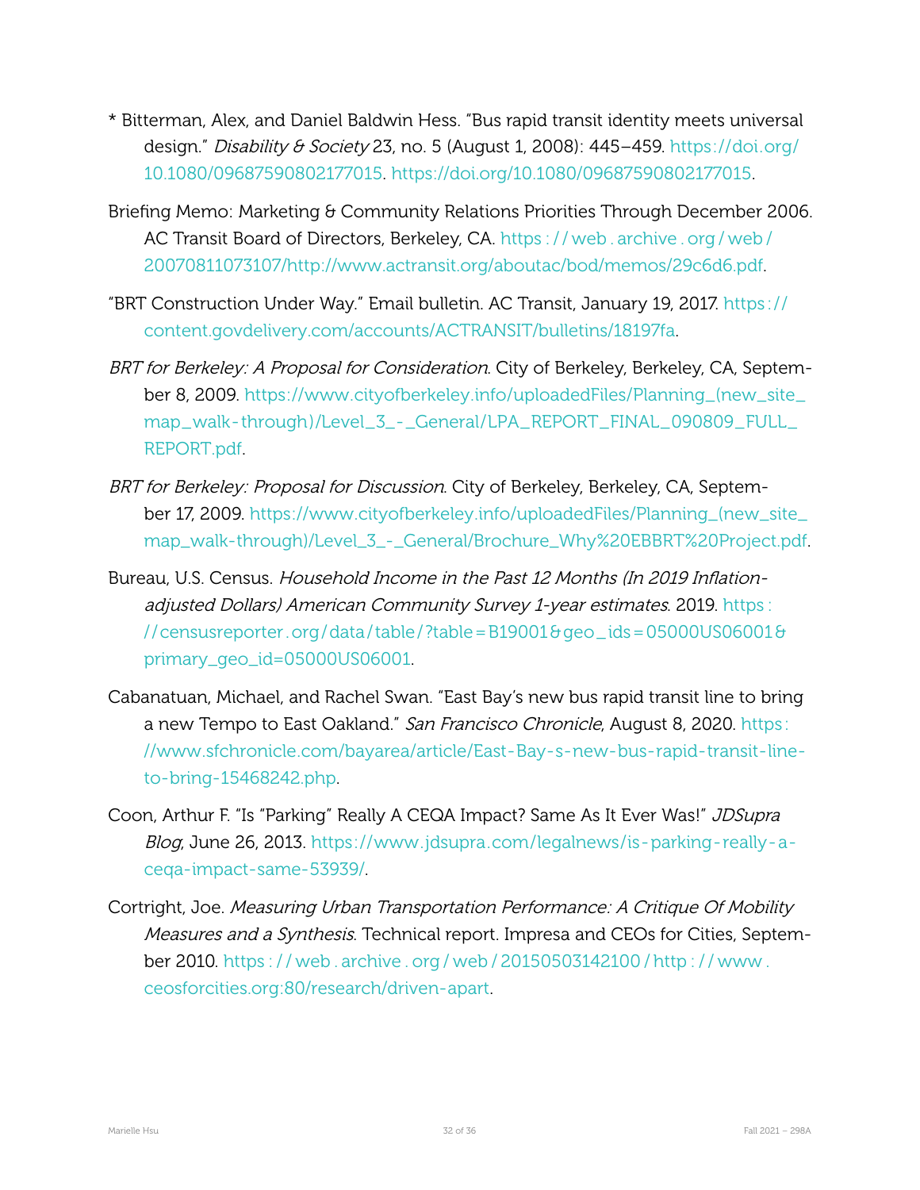* Bitterman, Alex, and Daniel Baldwin Hess. "Bus rapid transit identity meets universal design." *Disability & Society* 23, no. 5 (August 1, 2008): 445–459. https://doi.org/10.1080/09687590802177015. https://doi.org/10.1080/09687590802177015.

Briefing Memo: Marketing & Community Relations Priorities Through December 2006. AC Transit Board of Directors, Berkeley, CA. https://web.archive.org/web/20070811073107/http://www.actransit.org/aboutac/bod/memos/29c6d6.pdf.

"BRT Construction Under Way." Email bulletin. AC Transit, January 19, 2017. https://content.govdelivery.com/accounts/ACTRANSIT/bulletins/18197fa.

*BRT for Berkeley: A Proposal for Consideration*. City of Berkeley, Berkeley, CA, September 8, 2009. https://www.cityofberkeley.info/uploadedFiles/Planning_(new_site_map_walk-through)/Level_3_-_General/LPA_REPORT_FINAL_090809_FULL_REPORT.pdf.

*BRT for Berkeley: Proposal for Discussion*. City of Berkeley, Berkeley, CA, September 17, 2009. https://www.cityofberkeley.info/uploadedFiles/Planning_(new_site_map_walk-through)/Level_3_-_General/Brochure_Why%20EBBRT%20Project.pdf.

Bureau, U.S. Census. *Household Income in the Past 12 Months (In 2019 Inflation-adjusted Dollars) American Community Survey 1-year estimates*. 2019. https://censusreporter.org/data/table/?table=B19001&geo_ids=05000US06001&primary_geo_id=05000US06001.

Cabanatuan, Michael, and Rachel Swan. "East Bay's new bus rapid transit line to bring a new Tempo to East Oakland." *San Francisco Chronicle*, August 8, 2020. https://www.sfchronicle.com/bayarea/article/East-Bay-s-new-bus-rapid-transit-line-to-bring-15468242.php.

Coon, Arthur F. "Is "Parking" Really A CEQA Impact? Same As It Ever Was!" *JDSupra Blog*, June 26, 2013. https://www.jdsupra.com/legalnews/is-parking-really-a-ceqa-impact-same-53939/.

Cortright, Joe. *Measuring Urban Transportation Performance: A Critique Of Mobility Measures and a Synthesis*. Technical report. Impresa and CEOs for Cities, September 2010. https://web.archive.org/web/20150503142100/http://www.ceosforcities.org:80/research/driven-apart.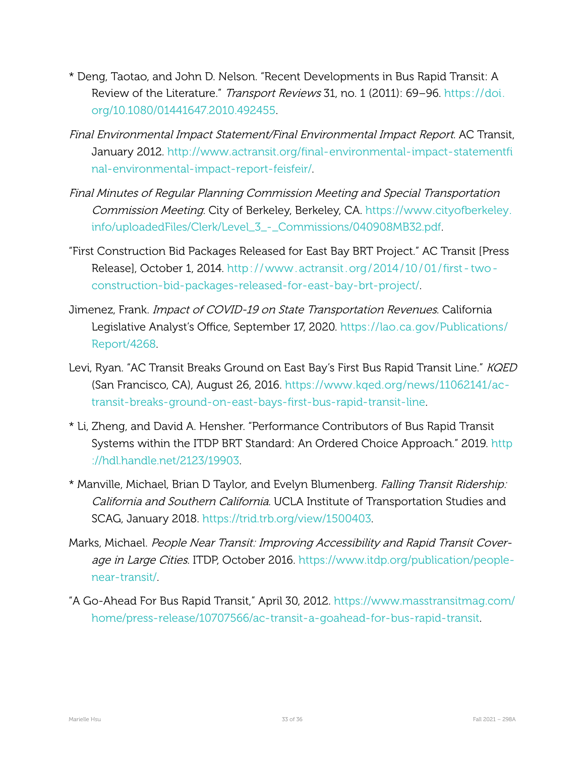* Deng, Taotao, and John D. Nelson. "Recent Developments in Bus Rapid Transit: A Review of the Literature." *Transport Reviews* 31, no. 1 (2011): 69–96. https://doi.org/10.1080/01441647.2010.492455.

*Final Environmental Impact Statement/Final Environmental Impact Report*. AC Transit, January 2012. http://www.actransit.org/final-environmental-impact-statementfinal-environmental-impact-report-feisfeir/.

*Final Minutes of Regular Planning Commission Meeting and Special Transportation Commission Meeting*. City of Berkeley, Berkeley, CA. https://www.cityofberkeley.info/uploadedFiles/Clerk/Level_3_-_Commissions/040908MB32.pdf.

"First Construction Bid Packages Released for East Bay BRT Project." AC Transit [Press Release], October 1, 2014. http://www.actransit.org/2014/10/01/first-two-construction-bid-packages-released-for-east-bay-brt-project/.

Jimenez, Frank. *Impact of COVID-19 on State Transportation Revenues*. California Legislative Analyst's Office, September 17, 2020. https://lao.ca.gov/Publications/Report/4268.

Levi, Ryan. "AC Transit Breaks Ground on East Bay's First Bus Rapid Transit Line." *KQED* (San Francisco, CA), August 26, 2016. https://www.kqed.org/news/11062141/ac-transit-breaks-ground-on-east-bays-first-bus-rapid-transit-line.

* Li, Zheng, and David A. Hensher. "Performance Contributors of Bus Rapid Transit Systems within the ITDP BRT Standard: An Ordered Choice Approach." 2019. http://hdl.handle.net/2123/19903.

* Manville, Michael, Brian D Taylor, and Evelyn Blumenberg. *Falling Transit Ridership: California and Southern California*. UCLA Institute of Transportation Studies and SCAG, January 2018. https://trid.trb.org/view/1500403.

Marks, Michael. *People Near Transit: Improving Accessibility and Rapid Transit Coverage in Large Cities*. ITDP, October 2016. https://www.itdp.org/publication/people-near-transit/.

"A Go-Ahead For Bus Rapid Transit," April 30, 2012. https://www.masstransitmag.com/home/press-release/10707566/ac-transit-a-goahead-for-bus-rapid-transit.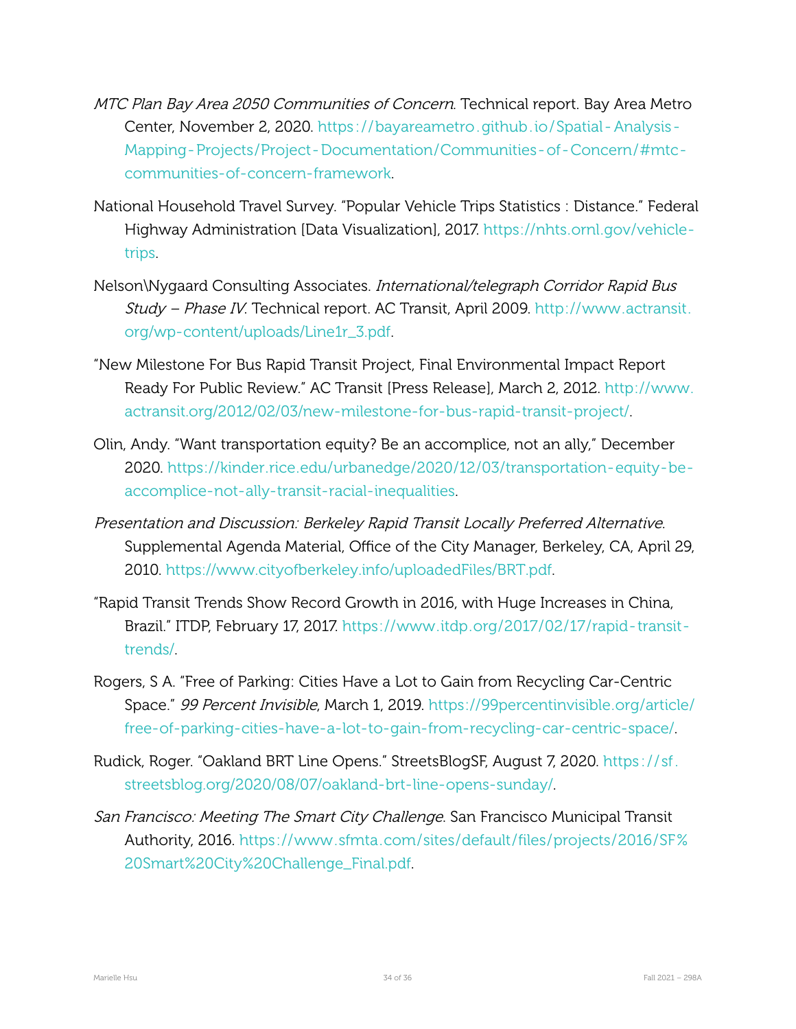*MTC Plan Bay Area 2050 Communities of Concern*. Technical report. Bay Area Metro Center, November 2, 2020. https://bayareametro.github.io/Spatial-Analysis-Mapping-Projects/Project-Documentation/Communities-of-Concern/#mtc-communities-of-concern-framework.

National Household Travel Survey. "Popular Vehicle Trips Statistics : Distance." Federal Highway Administration [Data Visualization], 2017. https://nhts.ornl.gov/vehicle-trips.

Nelson\Nygaard Consulting Associates. *International/telegraph Corridor Rapid Bus Study – Phase IV*. Technical report. AC Transit, April 2009. http://www.actransit.org/wp-content/uploads/Line1r_3.pdf.

"New Milestone For Bus Rapid Transit Project, Final Environmental Impact Report Ready For Public Review." AC Transit [Press Release], March 2, 2012. http://www.actransit.org/2012/02/03/new-milestone-for-bus-rapid-transit-project/.

Olin, Andy. "Want transportation equity? Be an accomplice, not an ally," December 2020. https://kinder.rice.edu/urbanedge/2020/12/03/transportation-equity-be-accomplice-not-ally-transit-racial-inequalities.

*Presentation and Discussion: Berkeley Rapid Transit Locally Preferred Alternative*. Supplemental Agenda Material, Office of the City Manager, Berkeley, CA, April 29, 2010. https://www.cityofberkeley.info/uploadedFiles/BRT.pdf.

"Rapid Transit Trends Show Record Growth in 2016, with Huge Increases in China, Brazil." ITDP, February 17, 2017. https://www.itdp.org/2017/02/17/rapid-transit-trends/.

Rogers, S A. "Free of Parking: Cities Have a Lot to Gain from Recycling Car-Centric Space." *99 Percent Invisible*, March 1, 2019. https://99percentinvisible.org/article/free-of-parking-cities-have-a-lot-to-gain-from-recycling-car-centric-space/.

Rudick, Roger. "Oakland BRT Line Opens." StreetsBlogSF, August 7, 2020. https://sf.streetsblog.org/2020/08/07/oakland-brt-line-opens-sunday/.

*San Francisco: Meeting The Smart City Challenge*. San Francisco Municipal Transit Authority, 2016. https://www.sfmta.com/sites/default/files/projects/2016/SF%20Smart%20City%20Challenge_Final.pdf.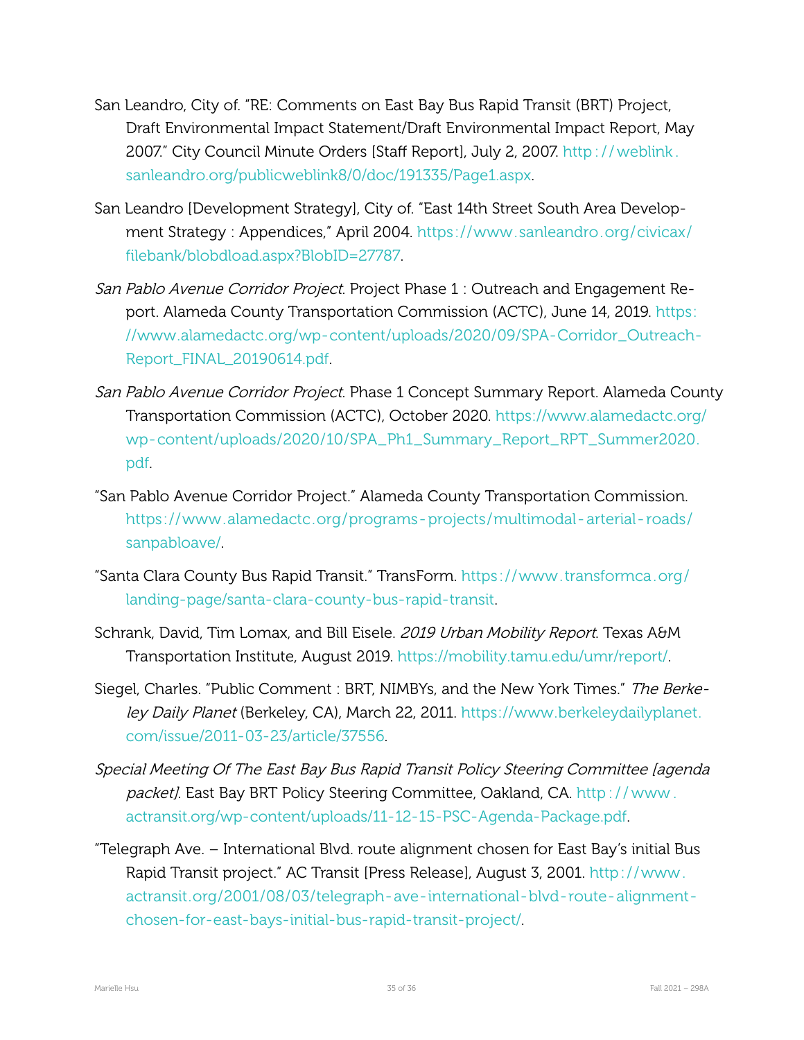San Leandro, City of. "RE: Comments on East Bay Bus Rapid Transit (BRT) Project, Draft Environmental Impact Statement/Draft Environmental Impact Report, May 2007." City Council Minute Orders [Staff Report], July 2, 2007. http://weblink.sanleandro.org/publicweblink8/0/doc/191335/Page1.aspx.

San Leandro [Development Strategy], City of. "East 14th Street South Area Development Strategy : Appendices," April 2004. https://www.sanleandro.org/civicax/filebank/blobdload.aspx?BlobID=27787.

*San Pablo Avenue Corridor Project*. Project Phase 1 : Outreach and Engagement Report. Alameda County Transportation Commission (ACTC), June 14, 2019. https://www.alamedactc.org/wp-content/uploads/2020/09/SPA-Corridor_Outreach-Report_FINAL_20190614.pdf.

*San Pablo Avenue Corridor Project*. Phase 1 Concept Summary Report. Alameda County Transportation Commission (ACTC), October 2020. https://www.alamedactc.org/wp-content/uploads/2020/10/SPA_Ph1_Summary_Report_RPT_Summer2020.pdf.

"San Pablo Avenue Corridor Project." Alameda County Transportation Commission. https://www.alamedactc.org/programs-projects/multimodal-arterial-roads/sanpabloave/.

"Santa Clara County Bus Rapid Transit." TransForm. https://www.transformca.org/landing-page/santa-clara-county-bus-rapid-transit.

Schrank, David, Tim Lomax, and Bill Eisele. *2019 Urban Mobility Report*. Texas A&M Transportation Institute, August 2019. https://mobility.tamu.edu/umr/report/.

Siegel, Charles. "Public Comment : BRT, NIMBYs, and the New York Times." *The Berkeley Daily Planet* (Berkeley, CA), March 22, 2011. https://www.berkeleydailyplanet.com/issue/2011-03-23/article/37556.

*Special Meeting Of The East Bay Bus Rapid Transit Policy Steering Committee [agenda packet]*. East Bay BRT Policy Steering Committee, Oakland, CA. http://www.actransit.org/wp-content/uploads/11-12-15-PSC-Agenda-Package.pdf.

"Telegraph Ave. – International Blvd. route alignment chosen for East Bay's initial Bus Rapid Transit project." AC Transit [Press Release], August 3, 2001. http://www.actransit.org/2001/08/03/telegraph-ave-international-blvd-route-alignment-chosen-for-east-bays-initial-bus-rapid-transit-project/.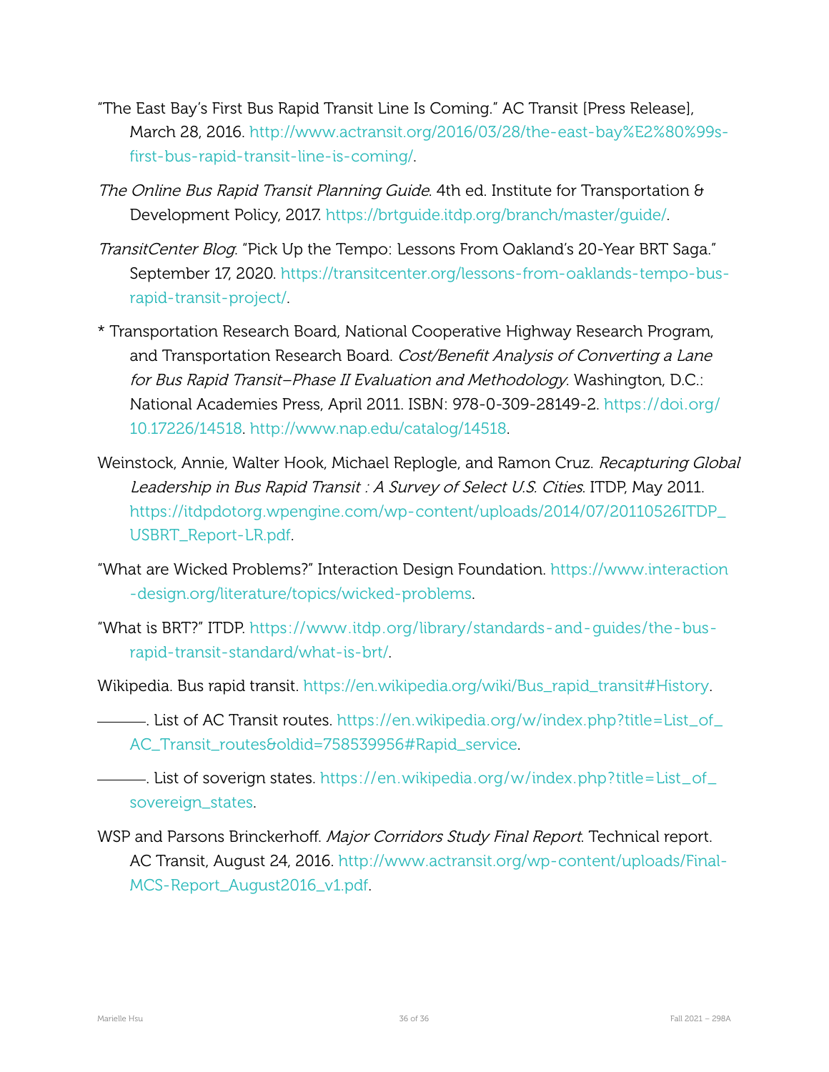"The East Bay's First Bus Rapid Transit Line Is Coming." AC Transit [Press Release], March 28, 2016. http://www.actransit.org/2016/03/28/the-east-bay%E2%80%99s-first-bus-rapid-transit-line-is-coming/.

*The Online Bus Rapid Transit Planning Guide*. 4th ed. Institute for Transportation & Development Policy, 2017. https://brtguide.itdp.org/branch/master/guide/.

*TransitCenter Blog*. "Pick Up the Tempo: Lessons From Oakland's 20-Year BRT Saga." September 17, 2020. https://transitcenter.org/lessons-from-oaklands-tempo-bus-rapid-transit-project/.

* Transportation Research Board, National Cooperative Highway Research Program, and Transportation Research Board. *Cost/Benefit Analysis of Converting a Lane for Bus Rapid Transit–Phase II Evaluation and Methodology*. Washington, D.C.: National Academies Press, April 2011. ISBN: 978-0-309-28149-2. https://doi.org/10.17226/14518. http://www.nap.edu/catalog/14518.

Weinstock, Annie, Walter Hook, Michael Replogle, and Ramon Cruz. *Recapturing Global Leadership in Bus Rapid Transit : A Survey of Select U.S. Cities*. ITDP, May 2011. https://itdpdotorg.wpengine.com/wp-content/uploads/2014/07/20110526ITDP_USBRT_Report-LR.pdf.

"What are Wicked Problems?" Interaction Design Foundation. https://www.interaction-design.org/literature/topics/wicked-problems.

"What is BRT?" ITDP. https://www.itdp.org/library/standards-and-guides/the-bus-rapid-transit-standard/what-is-brt/.

Wikipedia. Bus rapid transit. https://en.wikipedia.org/wiki/Bus_rapid_transit#History.

———. List of AC Transit routes. https://en.wikipedia.org/w/index.php?title=List_of_AC_Transit_routes&oldid=758539956#Rapid_service.

———. List of soverign states. https://en.wikipedia.org/w/index.php?title=List_of_sovereign_states.

WSP and Parsons Brinckerhoff. *Major Corridors Study Final Report*. Technical report. AC Transit, August 24, 2016. http://www.actransit.org/wp-content/uploads/Final-MCS-Report_August2016_v1.pdf.